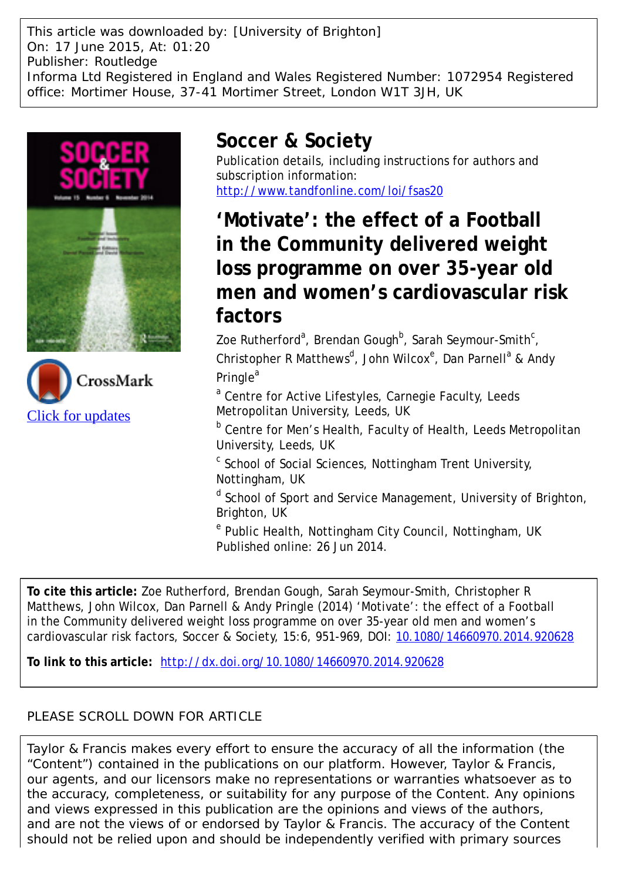This article was downloaded by: [University of Brighton]
On: 17 June 2015, At: 01:20
Publisher: Routledge
Informa Ltd Registered in England and Wales Registered Number: 1072954 Registered office: Mortimer House, 37-41 Mortimer Street, London W1T 3JH, UK

CrossMark
Click for updates

# Soccer & Society

Publication details, including instructions for authors and subscription information:
http://www.tandfonline.com/loi/fsas20

## 'Motivate': the effect of a Football in the Community delivered weight loss programme on over 35-year old men and women's cardiovascular risk factors

Zoe Rutherford[a], Brendan Gough[b], Sarah Seymour-Smith[c], Christopher R Matthews[d], John Wilcox[e], Dan Parnell[a] & Andy Pringle[a]

[a] Centre for Active Lifestyles, Carnegie Faculty, Leeds Metropolitan University, Leeds, UK

[b] Centre for Men's Health, Faculty of Health, Leeds Metropolitan University, Leeds, UK

[c] School of Social Sciences, Nottingham Trent University, Nottingham, UK

[d] School of Sport and Service Management, University of Brighton, Brighton, UK

[e] Public Health, Nottingham City Council, Nottingham, UK

Published online: 26 Jun 2014.

**To cite this article:** Zoe Rutherford, Brendan Gough, Sarah Seymour-Smith, Christopher R Matthews, John Wilcox, Dan Parnell & Andy Pringle (2014) 'Motivate': the effect of a Football in the Community delivered weight loss programme on over 35-year old men and women's cardiovascular risk factors, Soccer & Society, 15:6, 951-969, DOI: 10.1080/14660970.2014.920628

**To link to this article:** http://dx.doi.org/10.1080/14660970.2014.920628

PLEASE SCROLL DOWN FOR ARTICLE

Taylor & Francis makes every effort to ensure the accuracy of all the information (the "Content") contained in the publications on our platform. However, Taylor & Francis, our agents, and our licensors make no representations or warranties whatsoever as to the accuracy, completeness, or suitability for any purpose of the Content. Any opinions and views expressed in this publication are the opinions and views of the authors, and are not the views of or endorsed by Taylor & Francis. The accuracy of the Content should not be relied upon and should be independently verified with primary sources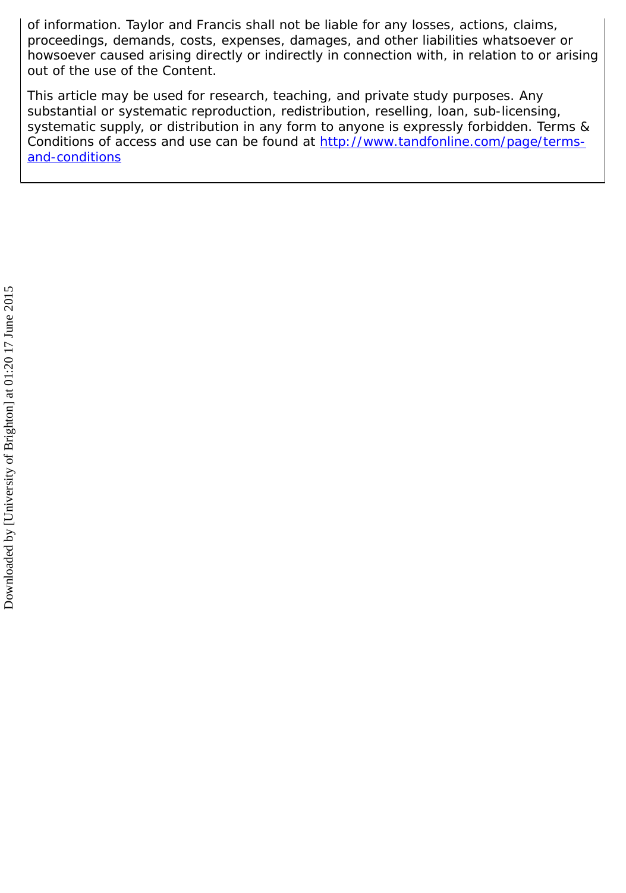of information. Taylor and Francis shall not be liable for any losses, actions, claims, proceedings, demands, costs, expenses, damages, and other liabilities whatsoever or howsoever caused arising directly or indirectly in connection with, in relation to or arising out of the use of the Content.

This article may be used for research, teaching, and private study purposes. Any substantial or systematic reproduction, redistribution, reselling, loan, sub-licensing, systematic supply, or distribution in any form to anyone is expressly forbidden. Terms & Conditions of access and use can be found at http://www.tandfonline.com/page/terms-and-conditions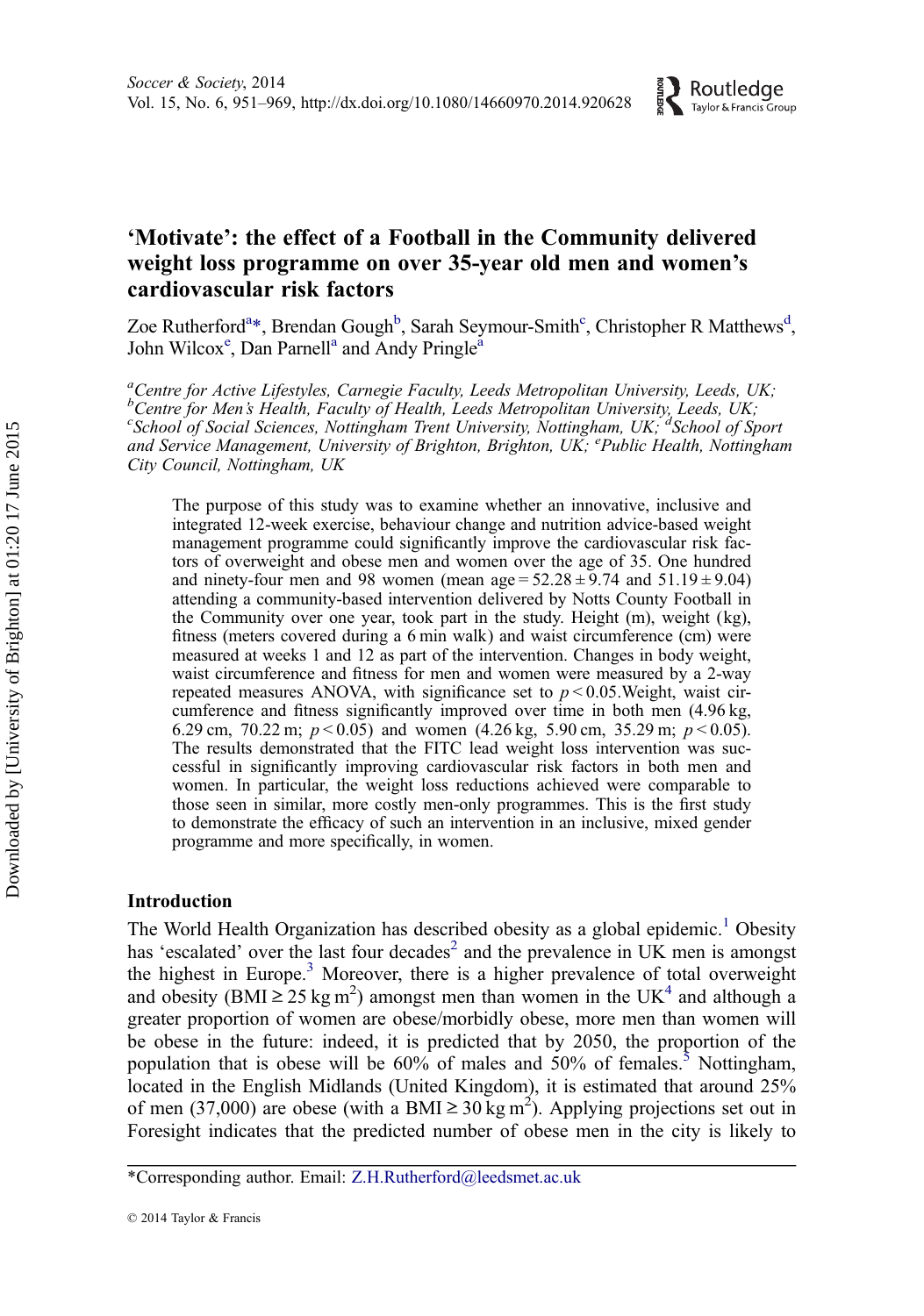# 'Motivate': the effect of a Football in the Community delivered weight loss programme on over 35-year old men and women's cardiovascular risk factors

Zoe Rutherford[a]*, Brendan Gough[b], Sarah Seymour-Smith[c], Christopher R Matthews[d], John Wilcox[e], Dan Parnell[a] and Andy Pringle[a]

[a]*Centre for Active Lifestyles, Carnegie Faculty, Leeds Metropolitan University, Leeds, UK;* [b]*Centre for Men's Health, Faculty of Health, Leeds Metropolitan University, Leeds, UK;* [c]*School of Social Sciences, Nottingham Trent University, Nottingham, UK;* [d]*School of Sport and Service Management, University of Brighton, Brighton, UK;* [e]*Public Health, Nottingham City Council, Nottingham, UK*

The purpose of this study was to examine whether an innovative, inclusive and integrated 12-week exercise, behaviour change and nutrition advice-based weight management programme could significantly improve the cardiovascular risk factors of overweight and obese men and women over the age of 35. One hundred and ninety-four men and 98 women (mean age = 52.28 ± 9.74 and 51.19 ± 9.04) attending a community-based intervention delivered by Notts County Football in the Community over one year, took part in the study. Height (m), weight (kg), fitness (meters covered during a 6 min walk) and waist circumference (cm) were measured at weeks 1 and 12 as part of the intervention. Changes in body weight, waist circumference and fitness for men and women were measured by a 2-way repeated measures ANOVA, with significance set to $p < 0.05$.Weight, waist circumference and fitness significantly improved over time in both men (4.96 kg, 6.29 cm, 70.22 m; $p < 0.05$) and women (4.26 kg, 5.90 cm, 35.29 m; $p < 0.05$). The results demonstrated that the FITC lead weight loss intervention was successful in significantly improving cardiovascular risk factors in both men and women. In particular, the weight loss reductions achieved were comparable to those seen in similar, more costly men-only programmes. This is the first study to demonstrate the efficacy of such an intervention in an inclusive, mixed gender programme and more specifically, in women.

## Introduction

The World Health Organization has described obesity as a global epidemic.[1] Obesity has 'escalated' over the last four decades[2] and the prevalence in UK men is amongst the highest in Europe.[3] Moreover, there is a higher prevalence of total overweight and obesity (BMI ≥ 25 kg m$^2$) amongst men than women in the UK[4] and although a greater proportion of women are obese/morbidly obese, more men than women will be obese in the future: indeed, it is predicted that by 2050, the proportion of the population that is obese will be 60% of males and 50% of females.[5] Nottingham, located in the English Midlands (United Kingdom), it is estimated that around 25% of men (37,000) are obese (with a BMI ≥ 30 kg m$^2$). Applying projections set out in Foresight indicates that the predicted number of obese men in the city is likely to

*Corresponding author. Email: Z.H.Rutherford@leedsmet.ac.uk

© 2014 Taylor & Francis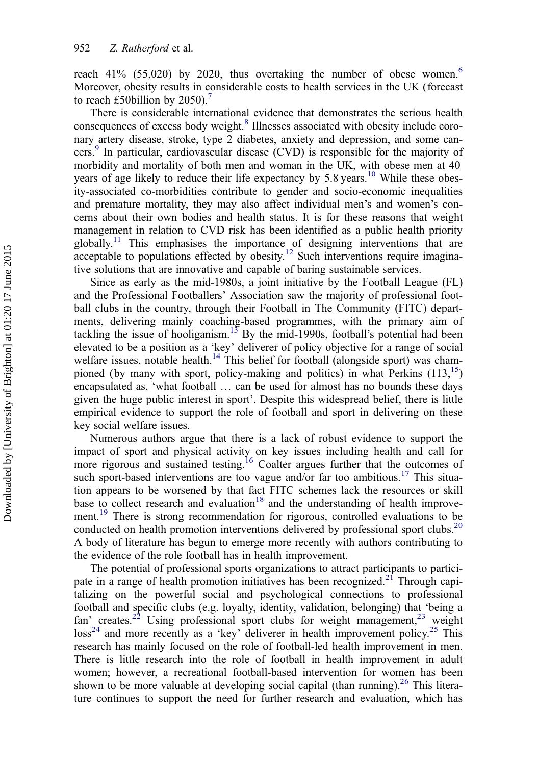reach 41% (55,020) by 2020, thus overtaking the number of obese women.[6] Moreover, obesity results in considerable costs to health services in the UK (forecast to reach £50billion by 2050).[7]

There is considerable international evidence that demonstrates the serious health consequences of excess body weight.[8] Illnesses associated with obesity include coronary artery disease, stroke, type 2 diabetes, anxiety and depression, and some cancers.[9] In particular, cardiovascular disease (CVD) is responsible for the majority of morbidity and mortality of both men and woman in the UK, with obese men at 40 years of age likely to reduce their life expectancy by 5.8 years.[10] While these obesity-associated co-morbidities contribute to gender and socio-economic inequalities and premature mortality, they may also affect individual men's and women's concerns about their own bodies and health status. It is for these reasons that weight management in relation to CVD risk has been identified as a public health priority globally.[11] This emphasises the importance of designing interventions that are acceptable to populations effected by obesity.[12] Such interventions require imaginative solutions that are innovative and capable of baring sustainable services.

Since as early as the mid-1980s, a joint initiative by the Football League (FL) and the Professional Footballers' Association saw the majority of professional football clubs in the country, through their Football in The Community (FITC) departments, delivering mainly coaching-based programmes, with the primary aim of tackling the issue of hooliganism.[13] By the mid-1990s, football's potential had been elevated to be a position as a 'key' deliverer of policy objective for a range of social welfare issues, notable health.[14] This belief for football (alongside sport) was championed (by many with sport, policy-making and politics) in what Perkins (113,[15]) encapsulated as, 'what football … can be used for almost has no bounds these days given the huge public interest in sport'. Despite this widespread belief, there is little empirical evidence to support the role of football and sport in delivering on these key social welfare issues.

Numerous authors argue that there is a lack of robust evidence to support the impact of sport and physical activity on key issues including health and call for more rigorous and sustained testing.[16] Coalter argues further that the outcomes of such sport-based interventions are too vague and/or far too ambitious.[17] This situation appears to be worsened by that fact FITC schemes lack the resources or skill base to collect research and evaluation[18] and the understanding of health improvement.[19] There is strong recommendation for rigorous, controlled evaluations to be conducted on health promotion interventions delivered by professional sport clubs.[20] A body of literature has begun to emerge more recently with authors contributing to the evidence of the role football has in health improvement.

The potential of professional sports organizations to attract participants to participate in a range of health promotion initiatives has been recognized.[21] Through capitalizing on the powerful social and psychological connections to professional football and specific clubs (e.g. loyalty, identity, validation, belonging) that 'being a fan' creates.[22] Using professional sport clubs for weight management,[23] weight loss[24] and more recently as a 'key' deliverer in health improvement policy.[25] This research has mainly focused on the role of football-led health improvement in men. There is little research into the role of football in health improvement in adult women; however, a recreational football-based intervention for women has been shown to be more valuable at developing social capital (than running).[26] This literature continues to support the need for further research and evaluation, which has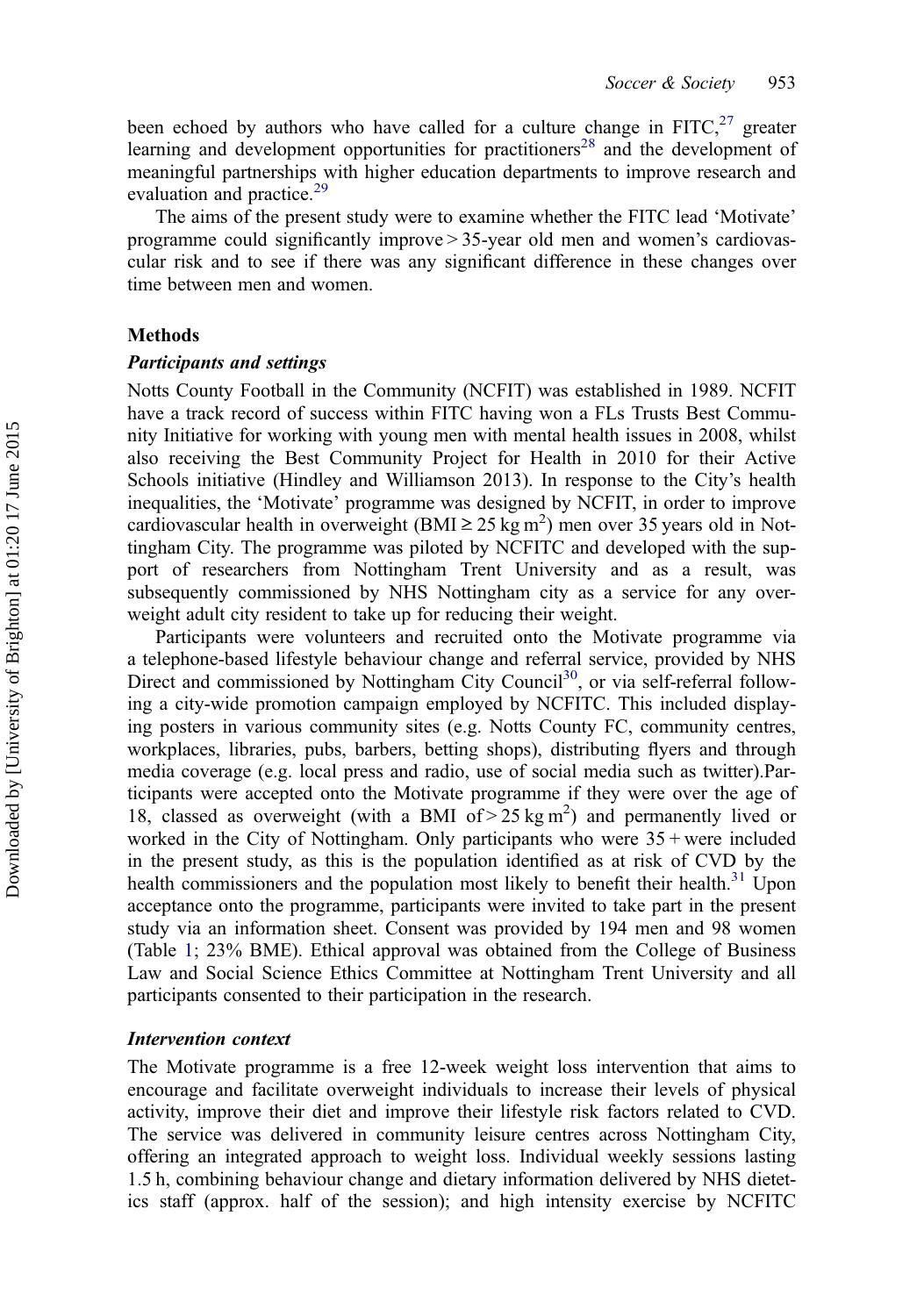been echoed by authors who have called for a culture change in FITC,[27] greater learning and development opportunities for practitioners[28] and the development of meaningful partnerships with higher education departments to improve research and evaluation and practice.[29]

The aims of the present study were to examine whether the FITC lead 'Motivate' programme could significantly improve > 35-year old men and women's cardiovascular risk and to see if there was any significant difference in these changes over time between men and women.

## Methods

### *Participants and settings*

Notts County Football in the Community (NCFIT) was established in 1989. NCFIT have a track record of success within FITC having won a FLs Trusts Best Community Initiative for working with young men with mental health issues in 2008, whilst also receiving the Best Community Project for Health in 2010 for their Active Schools initiative (Hindley and Williamson 2013). In response to the City's health inequalities, the 'Motivate' programme was designed by NCFIT, in order to improve cardiovascular health in overweight (BMI ≥ 25 kg m$^2$) men over 35 years old in Nottingham City. The programme was piloted by NCFITC and developed with the support of researchers from Nottingham Trent University and as a result, was subsequently commissioned by NHS Nottingham city as a service for any overweight adult city resident to take up for reducing their weight.

Participants were volunteers and recruited onto the Motivate programme via a telephone-based lifestyle behaviour change and referral service, provided by NHS Direct and commissioned by Nottingham City Council[30], or via self-referral following a city-wide promotion campaign employed by NCFITC. This included displaying posters in various community sites (e.g. Notts County FC, community centres, workplaces, libraries, pubs, barbers, betting shops), distributing flyers and through media coverage (e.g. local press and radio, use of social media such as twitter).Participants were accepted onto the Motivate programme if they were over the age of 18, classed as overweight (with a BMI of > 25 kg m$^2$) and permanently lived or worked in the City of Nottingham. Only participants who were 35 + were included in the present study, as this is the population identified as at risk of CVD by the health commissioners and the population most likely to benefit their health.[31] Upon acceptance onto the programme, participants were invited to take part in the present study via an information sheet. Consent was provided by 194 men and 98 women (Table 1; 23% BME). Ethical approval was obtained from the College of Business Law and Social Science Ethics Committee at Nottingham Trent University and all participants consented to their participation in the research.

### *Intervention context*

The Motivate programme is a free 12-week weight loss intervention that aims to encourage and facilitate overweight individuals to increase their levels of physical activity, improve their diet and improve their lifestyle risk factors related to CVD. The service was delivered in community leisure centres across Nottingham City, offering an integrated approach to weight loss. Individual weekly sessions lasting 1.5 h, combining behaviour change and dietary information delivered by NHS dietetics staff (approx. half of the session); and high intensity exercise by NCFITC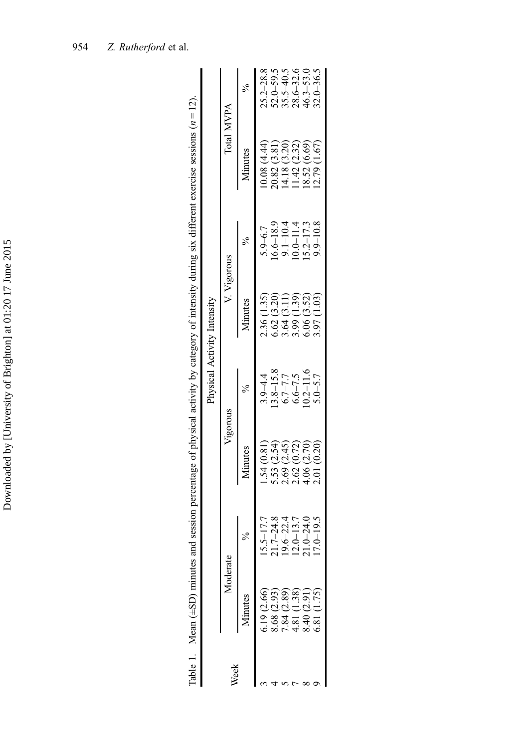Table 1. Mean (±SD) minutes and session percentage of physical activity by category of intensity during six different exercise sessions ($n = 12$).

| Week | Physical Activity Intensity | | | | | | | |
|---|---|---|---|---|---|---|---|---|
| | Moderate | | Vigorous | | V. Vigorous | | Total MVPA | |
| | Minutes | % | Minutes | % | Minutes | % | Minutes | % |
| 3 | 6.19 (2.66) | 15.5–17.7 | 1.54 (0.81) | 3.9–4.4 | 2.36 (1.35) | 5.9–6.7 | 10.08 (4.44) | 25.2–28.8 |
| 4 | 8.68 (2.93) | 21.7–24.8 | 5.53 (2.54) | 13.8–15.8 | 6.62 (3.20) | 16.6–18.9 | 20.82 (3.81) | 52.0–59.5 |
| 5 | 7.84 (2.89) | 19.6–22.4 | 2.69 (2.45) | 6.7–7.7 | 3.64 (3.11) | 9.1–10.4 | 14.18 (3.20) | 35.5–40.5 |
| 7 | 4.81 (1.38) | 12.0–13.7 | 2.62 (0.72) | 6.6–7.5 | 3.99 (1.39) | 10.0–11.4 | 11.42 (2.32) | 28.6–32.6 |
| 8 | 8.40 (2.91) | 21.0–24.0 | 4.06 (2.70) | 10.2–11.6 | 6.06 (3.52) | 15.2–17.3 | 18.52 (6.69) | 46.3–53.0 |
| 9 | 6.81 (1.75) | 17.0–19.5 | 2.01 (0.20) | 5.0–5.7 | 3.97 (1.03) | 9.9–10.8 | 12.79 (1.67) | 32.0–36.5 |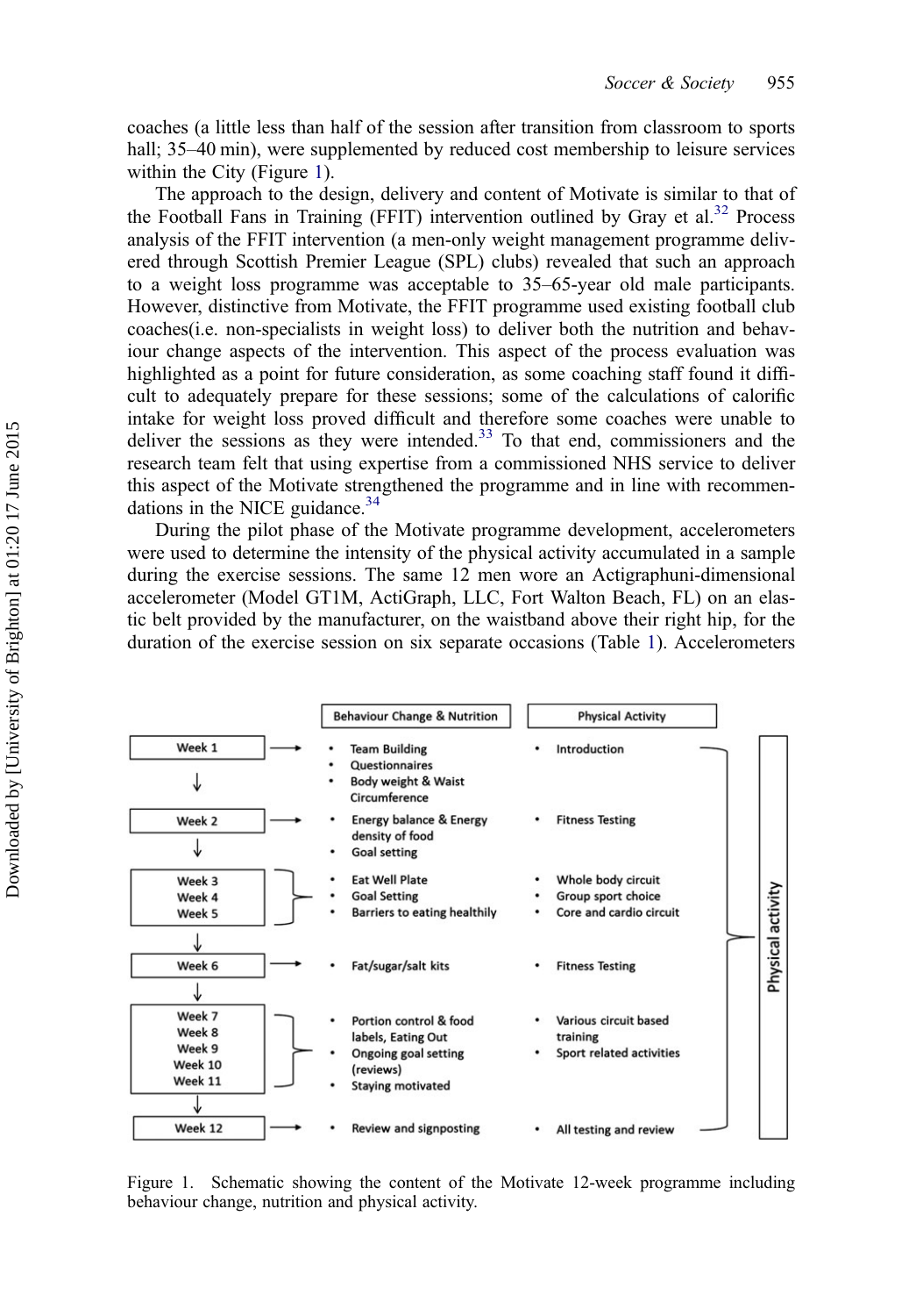coaches (a little less than half of the session after transition from classroom to sports hall; 35–40 min), were supplemented by reduced cost membership to leisure services within the City (Figure 1).

The approach to the design, delivery and content of Motivate is similar to that of the Football Fans in Training (FFIT) intervention outlined by Gray et al.[32] Process analysis of the FFIT intervention (a men-only weight management programme delivered through Scottish Premier League (SPL) clubs) revealed that such an approach to a weight loss programme was acceptable to 35–65-year old male participants. However, distinctive from Motivate, the FFIT programme used existing football club coaches(i.e. non-specialists in weight loss) to deliver both the nutrition and behaviour change aspects of the intervention. This aspect of the process evaluation was highlighted as a point for future consideration, as some coaching staff found it difficult to adequately prepare for these sessions; some of the calculations of calorific intake for weight loss proved difficult and therefore some coaches were unable to deliver the sessions as they were intended.[33] To that end, commissioners and the research team felt that using expertise from a commissioned NHS service to deliver this aspect of the Motivate strengthened the programme and in line with recommendations in the NICE guidance.[34]

During the pilot phase of the Motivate programme development, accelerometers were used to determine the intensity of the physical activity accumulated in a sample during the exercise sessions. The same 12 men wore an Actigraphuni-dimensional accelerometer (Model GT1M, ActiGraph, LLC, Fort Walton Beach, FL) on an elastic belt provided by the manufacturer, on the waistband above their right hip, for the duration of the exercise session on six separate occasions (Table 1). Accelerometers

| Week | Behaviour Change & Nutrition | Physical Activity |
|---|---|---|
| Week 1 | • Team Building<br>• Questionnaires<br>• Body weight & Waist Circumference | • Introduction |
| Week 2 | • Energy balance & Energy density of food<br>• Goal setting | • Fitness Testing |
| Week 3<br>Week 4<br>Week 5 | • Eat Well Plate<br>• Goal Setting<br>• Barriers to eating healthily | • Whole body circuit<br>• Group sport choice<br>• Core and cardio circuit |
| Week 6 | • Fat/sugar/salt kits | • Fitness Testing |
| Week 7<br>Week 8<br>Week 9<br>Week 10<br>Week 11 | • Portion control & food labels, Eating Out<br>• Ongoing goal setting (reviews)<br>• Staying motivated | • Various circuit based training<br>• Sport related activities |
| Week 12 | • Review and signposting | • All testing and review |

Physical activity

Figure 1. Schematic showing the content of the Motivate 12-week programme including behaviour change, nutrition and physical activity.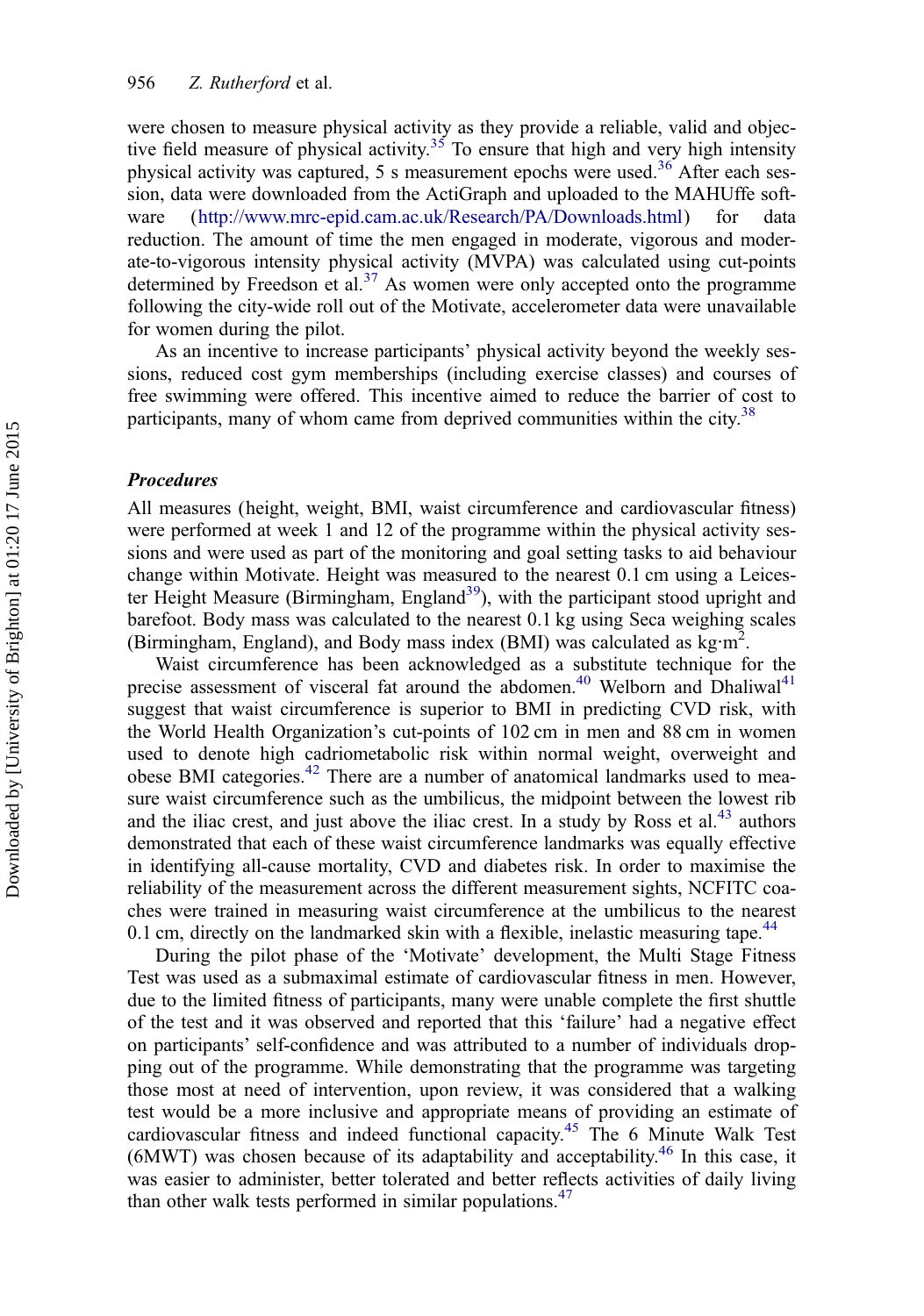were chosen to measure physical activity as they provide a reliable, valid and objective field measure of physical activity.[35] To ensure that high and very high intensity physical activity was captured, 5 s measurement epochs were used.[36] After each session, data were downloaded from the ActiGraph and uploaded to the MAHUffe software (http://www.mrc-epid.cam.ac.uk/Research/PA/Downloads.html) for data reduction. The amount of time the men engaged in moderate, vigorous and moderate-to-vigorous intensity physical activity (MVPA) was calculated using cut-points determined by Freedson et al.[37] As women were only accepted onto the programme following the city-wide roll out of the Motivate, accelerometer data were unavailable for women during the pilot.

As an incentive to increase participants' physical activity beyond the weekly sessions, reduced cost gym memberships (including exercise classes) and courses of free swimming were offered. This incentive aimed to reduce the barrier of cost to participants, many of whom came from deprived communities within the city.[38]

### *Procedures*

All measures (height, weight, BMI, waist circumference and cardiovascular fitness) were performed at week 1 and 12 of the programme within the physical activity sessions and were used as part of the monitoring and goal setting tasks to aid behaviour change within Motivate. Height was measured to the nearest 0.1 cm using a Leicester Height Measure (Birmingham, England[39]), with the participant stood upright and barefoot. Body mass was calculated to the nearest 0.1 kg using Seca weighing scales (Birmingham, England), and Body mass index (BMI) was calculated as $kg \cdot m^2$.

Waist circumference has been acknowledged as a substitute technique for the precise assessment of visceral fat around the abdomen.[40] Welborn and Dhaliwal[41] suggest that waist circumference is superior to BMI in predicting CVD risk, with the World Health Organization's cut-points of 102 cm in men and 88 cm in women used to denote high cadriometabolic risk within normal weight, overweight and obese BMI categories.[42] There are a number of anatomical landmarks used to measure waist circumference such as the umbilicus, the midpoint between the lowest rib and the iliac crest, and just above the iliac crest. In a study by Ross et al.[43] authors demonstrated that each of these waist circumference landmarks was equally effective in identifying all-cause mortality, CVD and diabetes risk. In order to maximise the reliability of the measurement across the different measurement sights, NCFITC coaches were trained in measuring waist circumference at the umbilicus to the nearest 0.1 cm, directly on the landmarked skin with a flexible, inelastic measuring tape.[44]

During the pilot phase of the 'Motivate' development, the Multi Stage Fitness Test was used as a submaximal estimate of cardiovascular fitness in men. However, due to the limited fitness of participants, many were unable complete the first shuttle of the test and it was observed and reported that this 'failure' had a negative effect on participants' self-confidence and was attributed to a number of individuals dropping out of the programme. While demonstrating that the programme was targeting those most at need of intervention, upon review, it was considered that a walking test would be a more inclusive and appropriate means of providing an estimate of cardiovascular fitness and indeed functional capacity.[45] The 6 Minute Walk Test (6MWT) was chosen because of its adaptability and acceptability.[46] In this case, it was easier to administer, better tolerated and better reflects activities of daily living than other walk tests performed in similar populations.[47]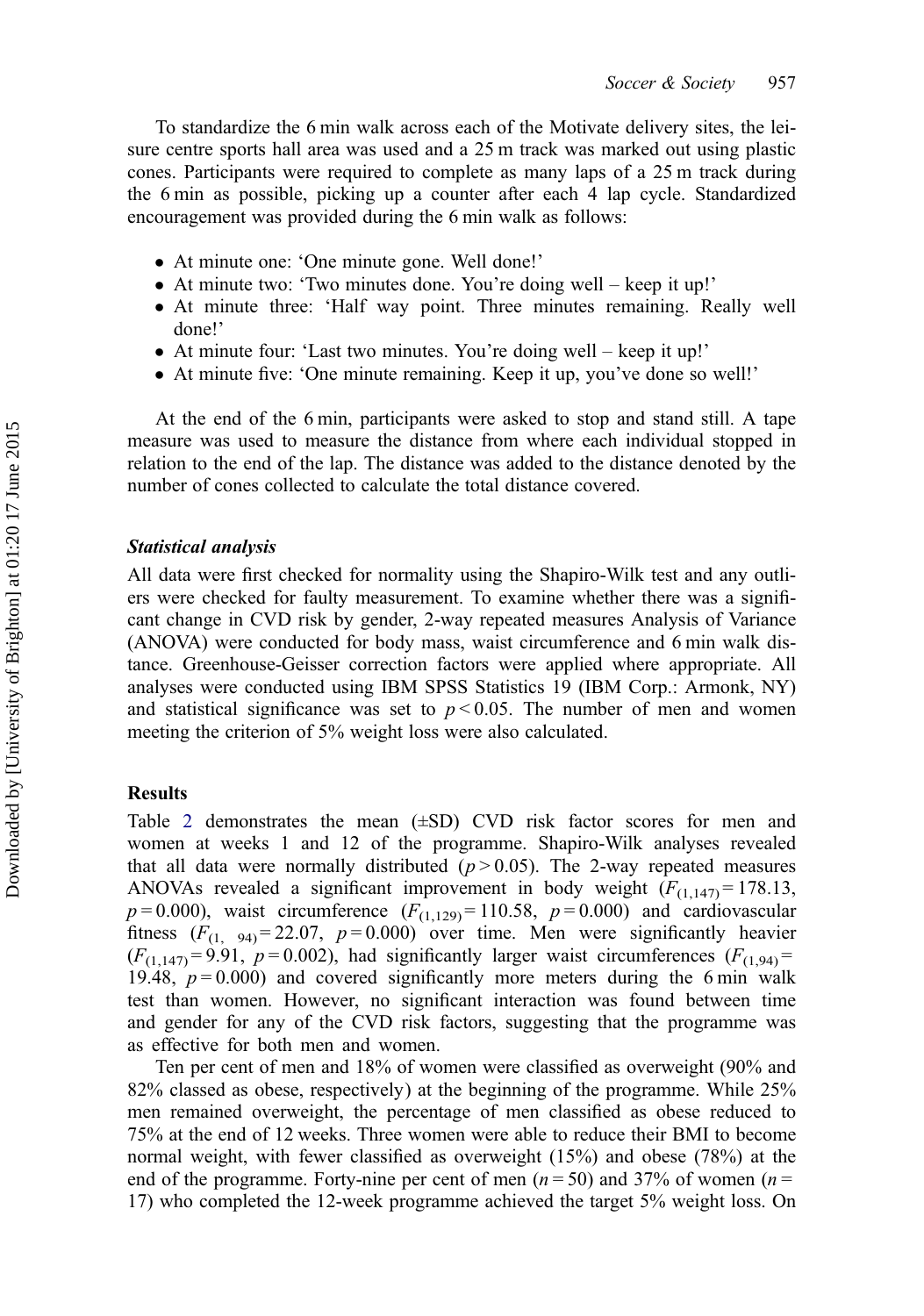To standardize the 6 min walk across each of the Motivate delivery sites, the leisure centre sports hall area was used and a 25 m track was marked out using plastic cones. Participants were required to complete as many laps of a 25 m track during the 6 min as possible, picking up a counter after each 4 lap cycle. Standardized encouragement was provided during the 6 min walk as follows:

- At minute one: 'One minute gone. Well done!'
- At minute two: 'Two minutes done. You're doing well – keep it up!'
- At minute three: 'Half way point. Three minutes remaining. Really well done!'
- At minute four: 'Last two minutes. You're doing well – keep it up!'
- At minute five: 'One minute remaining. Keep it up, you've done so well!'

At the end of the 6 min, participants were asked to stop and stand still. A tape measure was used to measure the distance from where each individual stopped in relation to the end of the lap. The distance was added to the distance denoted by the number of cones collected to calculate the total distance covered.

### *Statistical analysis*

All data were first checked for normality using the Shapiro-Wilk test and any outliers were checked for faulty measurement. To examine whether there was a significant change in CVD risk by gender, 2-way repeated measures Analysis of Variance (ANOVA) were conducted for body mass, waist circumference and 6 min walk distance. Greenhouse-Geisser correction factors were applied where appropriate. All analyses were conducted using IBM SPSS Statistics 19 (IBM Corp.: Armonk, NY) and statistical significance was set to $p < 0.05$. The number of men and women meeting the criterion of 5% weight loss were also calculated.

## Results

Table 2 demonstrates the mean (±SD) CVD risk factor scores for men and women at weeks 1 and 12 of the programme. Shapiro-Wilk analyses revealed that all data were normally distributed ($p > 0.05$). The 2-way repeated measures ANOVAs revealed a significant improvement in body weight ($F_{(1,147)} = 178.13$, $p = 0.000$), waist circumference ($F_{(1,129)} = 110.58$, $p = 0.000$) and cardiovascular fitness ($F_{(1,\ 94)} = 22.07$, $p = 0.000$) over time. Men were significantly heavier ($F_{(1,147)} = 9.91$, $p = 0.002$), had significantly larger waist circumferences ($F_{(1,94)} = 19.48$, $p = 0.000$) and covered significantly more meters during the 6 min walk test than women. However, no significant interaction was found between time and gender for any of the CVD risk factors, suggesting that the programme was as effective for both men and women.

Ten per cent of men and 18% of women were classified as overweight (90% and 82% classed as obese, respectively) at the beginning of the programme. While 25% men remained overweight, the percentage of men classified as obese reduced to 75% at the end of 12 weeks. Three women were able to reduce their BMI to become normal weight, with fewer classified as overweight (15%) and obese (78%) at the end of the programme. Forty-nine per cent of men ($n = 50$) and 37% of women ($n = 17$) who completed the 12-week programme achieved the target 5% weight loss. On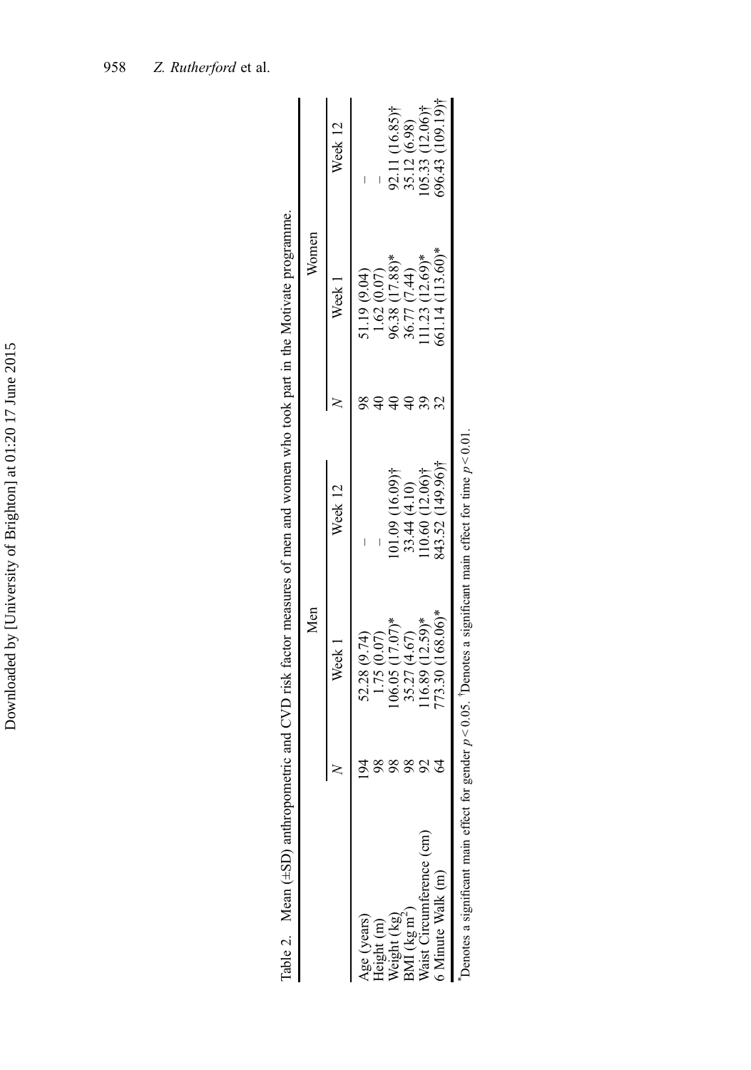Table 2. Mean (±SD) anthropometric and CVD risk factor measures of men and women who took part in the Motivate programme.

| | Men | | | Women | | |
|---|---|---|---|---|---|---|
| | $N$ | Week 1 | Week 12 | $N$ | Week 1 | Week 12 |
| Age (years) | 194 | 52.28 (9.74) | – | 98 | 51.19 (9.04) | – |
| Height (m) | 98 | 1.75 (0.07) | – | 40 | 1.62 (0.07) | – |
| Weight (kg) | 98 | 106.05 (17.07)* | 101.09 (16.09)† | 40 | 96.38 (17.88)* | 92.11 (16.85)† |
| BMI (kg m$^{-2}$) | 98 | 35.27 (4.67) | 33.44 (4.10) | 40 | 36.77 (7.44) | 35.12 (6.98) |
| Waist Circumference (cm) | 92 | 116.89 (12.59)* | 110.60 (12.06)† | 39 | 111.23 (12.69)* | 105.33 (12.06)† |
| 6 Minute Walk (m) | 64 | 773.30 (168.06)* | 843.52 (149.96)† | 32 | 661.14 (113.60)* | 696.43 (109.19)† |

*Denotes a significant main effect for gender $p < 0.05$. †Denotes a significant main effect for time $p < 0.01$.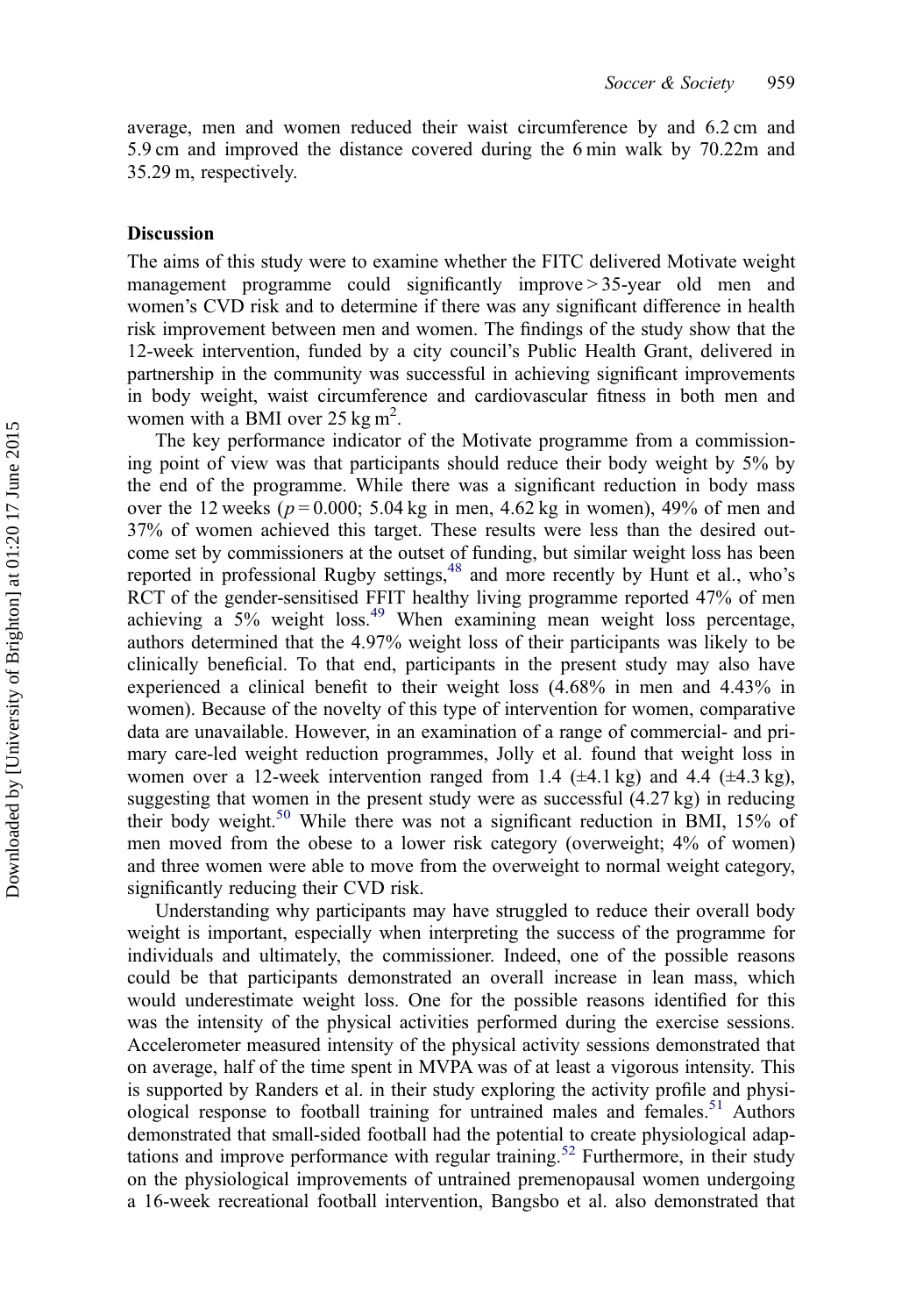average, men and women reduced their waist circumference by and 6.2 cm and 5.9 cm and improved the distance covered during the 6 min walk by 70.22m and 35.29 m, respectively.

## Discussion

The aims of this study were to examine whether the FITC delivered Motivate weight management programme could significantly improve > 35-year old men and women's CVD risk and to determine if there was any significant difference in health risk improvement between men and women. The findings of the study show that the 12-week intervention, funded by a city council's Public Health Grant, delivered in partnership in the community was successful in achieving significant improvements in body weight, waist circumference and cardiovascular fitness in both men and women with a BMI over 25 kg m$^2$.

The key performance indicator of the Motivate programme from a commissioning point of view was that participants should reduce their body weight by 5% by the end of the programme. While there was a significant reduction in body mass over the 12 weeks ($p = 0.000$; 5.04 kg in men, 4.62 kg in women), 49% of men and 37% of women achieved this target. These results were less than the desired outcome set by commissioners at the outset of funding, but similar weight loss has been reported in professional Rugby settings,[48] and more recently by Hunt et al., who's RCT of the gender-sensitised FFIT healthy living programme reported 47% of men achieving a 5% weight loss.[49] When examining mean weight loss percentage, authors determined that the 4.97% weight loss of their participants was likely to be clinically beneficial. To that end, participants in the present study may also have experienced a clinical benefit to their weight loss (4.68% in men and 4.43% in women). Because of the novelty of this type of intervention for women, comparative data are unavailable. However, in an examination of a range of commercial- and primary care-led weight reduction programmes, Jolly et al. found that weight loss in women over a 12-week intervention ranged from 1.4 (±4.1 kg) and 4.4 (±4.3 kg), suggesting that women in the present study were as successful (4.27 kg) in reducing their body weight.[50] While there was not a significant reduction in BMI, 15% of men moved from the obese to a lower risk category (overweight; 4% of women) and three women were able to move from the overweight to normal weight category, significantly reducing their CVD risk.

Understanding why participants may have struggled to reduce their overall body weight is important, especially when interpreting the success of the programme for individuals and ultimately, the commissioner. Indeed, one of the possible reasons could be that participants demonstrated an overall increase in lean mass, which would underestimate weight loss. One for the possible reasons identified for this was the intensity of the physical activities performed during the exercise sessions. Accelerometer measured intensity of the physical activity sessions demonstrated that on average, half of the time spent in MVPA was of at least a vigorous intensity. This is supported by Randers et al. in their study exploring the activity profile and physiological response to football training for untrained males and females.[51] Authors demonstrated that small-sided football had the potential to create physiological adaptations and improve performance with regular training.[52] Furthermore, in their study on the physiological improvements of untrained premenopausal women undergoing a 16-week recreational football intervention, Bangsbo et al. also demonstrated that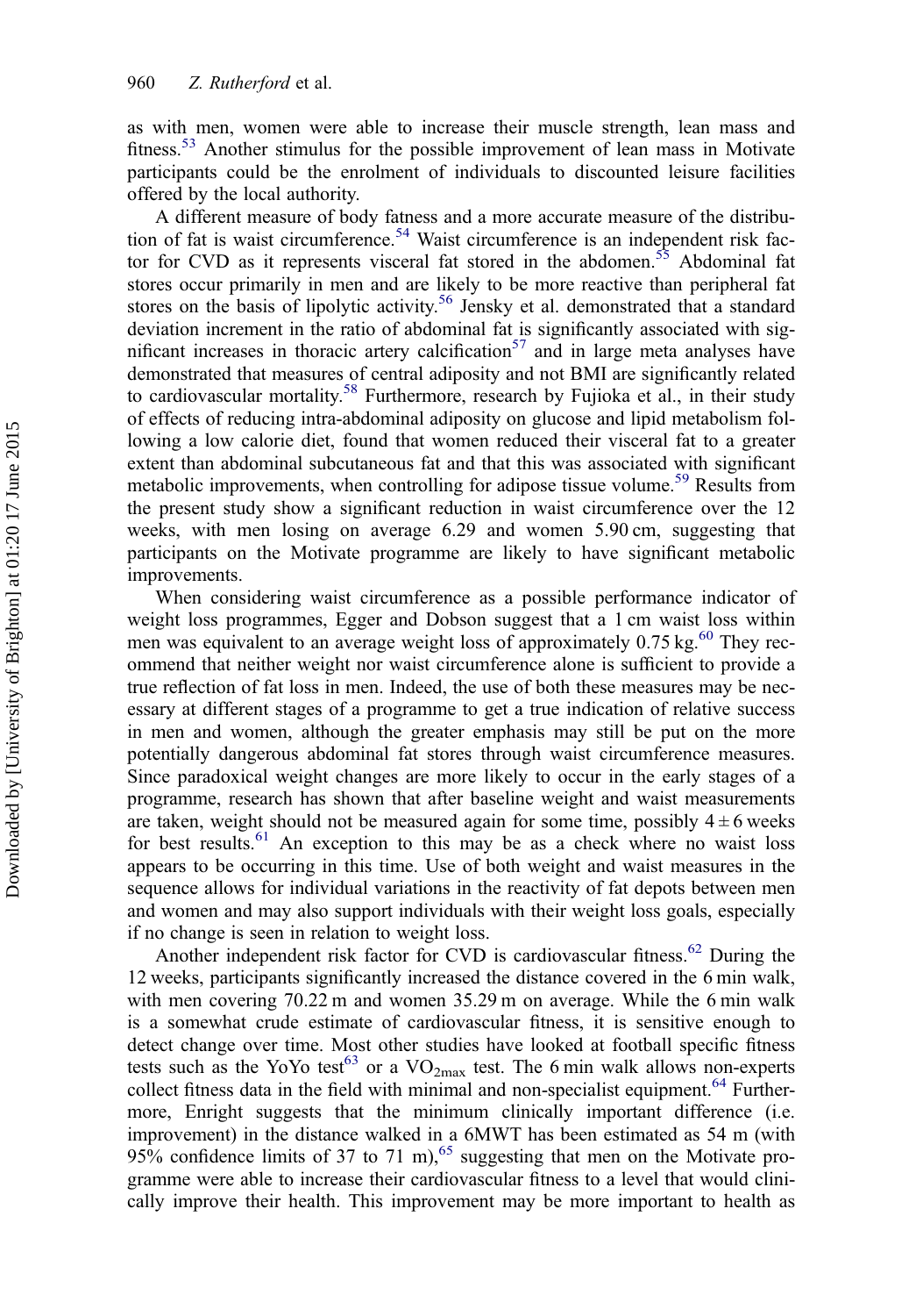as with men, women were able to increase their muscle strength, lean mass and fitness.[53] Another stimulus for the possible improvement of lean mass in Motivate participants could be the enrolment of individuals to discounted leisure facilities offered by the local authority.

A different measure of body fatness and a more accurate measure of the distribution of fat is waist circumference.[54] Waist circumference is an independent risk factor for CVD as it represents visceral fat stored in the abdomen.[55] Abdominal fat stores occur primarily in men and are likely to be more reactive than peripheral fat stores on the basis of lipolytic activity.[56] Jensky et al. demonstrated that a standard deviation increment in the ratio of abdominal fat is significantly associated with significant increases in thoracic artery calcification[57] and in large meta analyses have demonstrated that measures of central adiposity and not BMI are significantly related to cardiovascular mortality.[58] Furthermore, research by Fujioka et al., in their study of effects of reducing intra-abdominal adiposity on glucose and lipid metabolism following a low calorie diet, found that women reduced their visceral fat to a greater extent than abdominal subcutaneous fat and that this was associated with significant metabolic improvements, when controlling for adipose tissue volume.[59] Results from the present study show a significant reduction in waist circumference over the 12 weeks, with men losing on average 6.29 and women 5.90 cm, suggesting that participants on the Motivate programme are likely to have significant metabolic improvements.

When considering waist circumference as a possible performance indicator of weight loss programmes, Egger and Dobson suggest that a 1 cm waist loss within men was equivalent to an average weight loss of approximately 0.75 kg.[60] They recommend that neither weight nor waist circumference alone is sufficient to provide a true reflection of fat loss in men. Indeed, the use of both these measures may be necessary at different stages of a programme to get a true indication of relative success in men and women, although the greater emphasis may still be put on the more potentially dangerous abdominal fat stores through waist circumference measures. Since paradoxical weight changes are more likely to occur in the early stages of a programme, research has shown that after baseline weight and waist measurements are taken, weight should not be measured again for some time, possibly $4 \pm 6$ weeks for best results.[61] An exception to this may be as a check where no waist loss appears to be occurring in this time. Use of both weight and waist measures in the sequence allows for individual variations in the reactivity of fat depots between men and women and may also support individuals with their weight loss goals, especially if no change is seen in relation to weight loss.

Another independent risk factor for CVD is cardiovascular fitness.[62] During the 12 weeks, participants significantly increased the distance covered in the 6 min walk, with men covering 70.22 m and women 35.29 m on average. While the 6 min walk is a somewhat crude estimate of cardiovascular fitness, it is sensitive enough to detect change over time. Most other studies have looked at football specific fitness tests such as the YoYo test[63] or a $VO_{2max}$ test. The 6 min walk allows non-experts collect fitness data in the field with minimal and non-specialist equipment.[64] Furthermore, Enright suggests that the minimum clinically important difference (i.e. improvement) in the distance walked in a 6MWT has been estimated as 54 m (with 95% confidence limits of 37 to 71 m),[65] suggesting that men on the Motivate programme were able to increase their cardiovascular fitness to a level that would clinically improve their health. This improvement may be more important to health as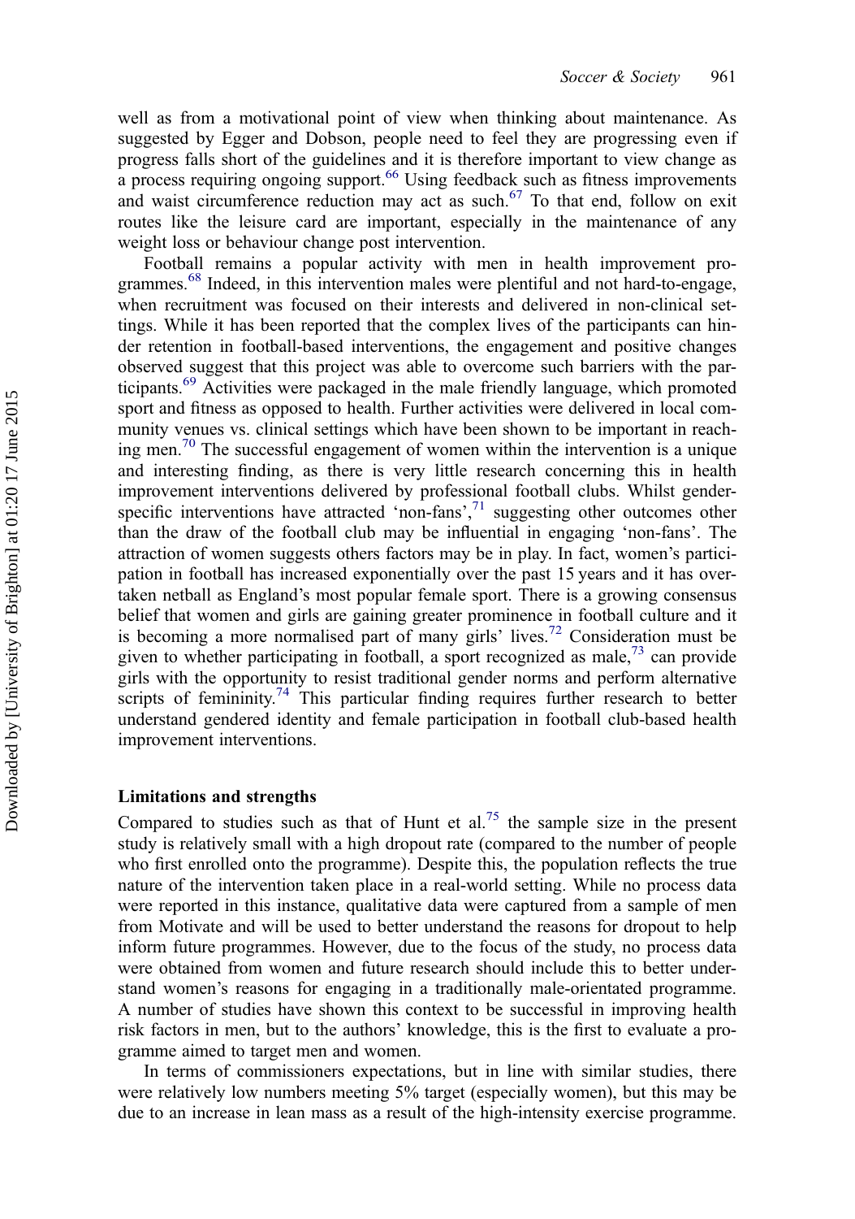well as from a motivational point of view when thinking about maintenance. As suggested by Egger and Dobson, people need to feel they are progressing even if progress falls short of the guidelines and it is therefore important to view change as a process requiring ongoing support.[66] Using feedback such as fitness improvements and waist circumference reduction may act as such.[67] To that end, follow on exit routes like the leisure card are important, especially in the maintenance of any weight loss or behaviour change post intervention.

Football remains a popular activity with men in health improvement programmes.[68] Indeed, in this intervention males were plentiful and not hard-to-engage, when recruitment was focused on their interests and delivered in non-clinical settings. While it has been reported that the complex lives of the participants can hinder retention in football-based interventions, the engagement and positive changes observed suggest that this project was able to overcome such barriers with the participants.[69] Activities were packaged in the male friendly language, which promoted sport and fitness as opposed to health. Further activities were delivered in local community venues vs. clinical settings which have been shown to be important in reaching men.[70] The successful engagement of women within the intervention is a unique and interesting finding, as there is very little research concerning this in health improvement interventions delivered by professional football clubs. Whilst gender-specific interventions have attracted 'non-fans',[71] suggesting other outcomes other than the draw of the football club may be influential in engaging 'non-fans'. The attraction of women suggests others factors may be in play. In fact, women's participation in football has increased exponentially over the past 15 years and it has overtaken netball as England's most popular female sport. There is a growing consensus belief that women and girls are gaining greater prominence in football culture and it is becoming a more normalised part of many girls' lives.[72] Consideration must be given to whether participating in football, a sport recognized as male,[73] can provide girls with the opportunity to resist traditional gender norms and perform alternative scripts of femininity.[74] This particular finding requires further research to better understand gendered identity and female participation in football club-based health improvement interventions.

### Limitations and strengths

Compared to studies such as that of Hunt et al.[75] the sample size in the present study is relatively small with a high dropout rate (compared to the number of people who first enrolled onto the programme). Despite this, the population reflects the true nature of the intervention taken place in a real-world setting. While no process data were reported in this instance, qualitative data were captured from a sample of men from Motivate and will be used to better understand the reasons for dropout to help inform future programmes. However, due to the focus of the study, no process data were obtained from women and future research should include this to better understand women's reasons for engaging in a traditionally male-orientated programme. A number of studies have shown this context to be successful in improving health risk factors in men, but to the authors' knowledge, this is the first to evaluate a programme aimed to target men and women.

In terms of commissioners expectations, but in line with similar studies, there were relatively low numbers meeting 5% target (especially women), but this may be due to an increase in lean mass as a result of the high-intensity exercise programme.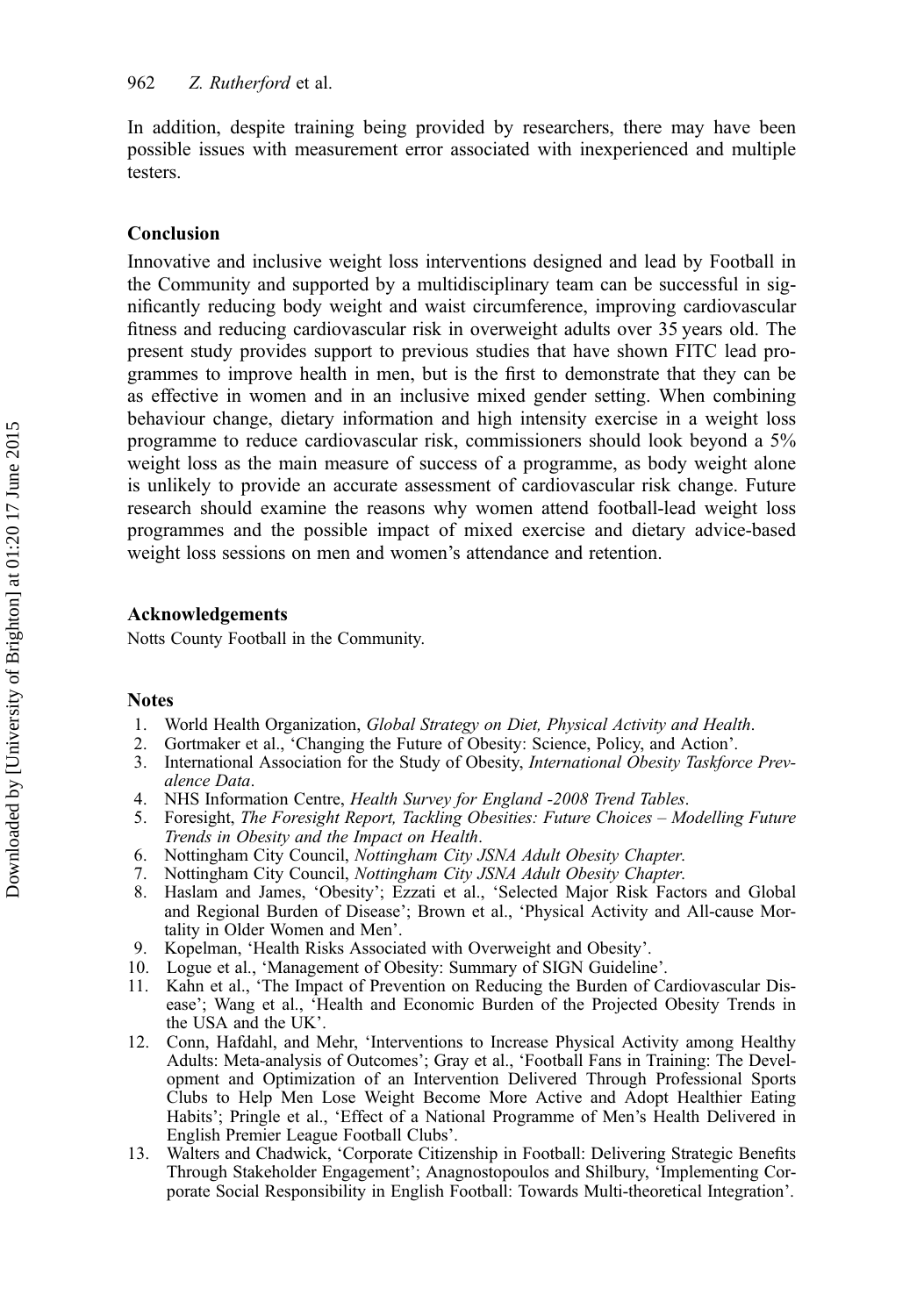In addition, despite training being provided by researchers, there may have been possible issues with measurement error associated with inexperienced and multiple testers.

### Conclusion

Innovative and inclusive weight loss interventions designed and lead by Football in the Community and supported by a multidisciplinary team can be successful in significantly reducing body weight and waist circumference, improving cardiovascular fitness and reducing cardiovascular risk in overweight adults over 35 years old. The present study provides support to previous studies that have shown FITC lead programmes to improve health in men, but is the first to demonstrate that they can be as effective in women and in an inclusive mixed gender setting. When combining behaviour change, dietary information and high intensity exercise in a weight loss programme to reduce cardiovascular risk, commissioners should look beyond a 5% weight loss as the main measure of success of a programme, as body weight alone is unlikely to provide an accurate assessment of cardiovascular risk change. Future research should examine the reasons why women attend football-lead weight loss programmes and the possible impact of mixed exercise and dietary advice-based weight loss sessions on men and women's attendance and retention.

### Acknowledgements

Notts County Football in the Community.

### Notes

1. World Health Organization, *Global Strategy on Diet, Physical Activity and Health*.
2. Gortmaker et al., 'Changing the Future of Obesity: Science, Policy, and Action'.
3. International Association for the Study of Obesity, *International Obesity Taskforce Prevalence Data*.
4. NHS Information Centre, *Health Survey for England -2008 Trend Tables*.
5. Foresight, *The Foresight Report, Tackling Obesities: Future Choices – Modelling Future Trends in Obesity and the Impact on Health*.
6. Nottingham City Council, *Nottingham City JSNA Adult Obesity Chapter*.
7. Nottingham City Council, *Nottingham City JSNA Adult Obesity Chapter*.
8. Haslam and James, 'Obesity'; Ezzati et al., 'Selected Major Risk Factors and Global and Regional Burden of Disease'; Brown et al., 'Physical Activity and All-cause Mortality in Older Women and Men'.
9. Kopelman, 'Health Risks Associated with Overweight and Obesity'.
10. Logue et al., 'Management of Obesity: Summary of SIGN Guideline'.
11. Kahn et al., 'The Impact of Prevention on Reducing the Burden of Cardiovascular Disease'; Wang et al., 'Health and Economic Burden of the Projected Obesity Trends in the USA and the UK'.
12. Conn, Hafdahl, and Mehr, 'Interventions to Increase Physical Activity among Healthy Adults: Meta-analysis of Outcomes'; Gray et al., 'Football Fans in Training: The Development and Optimization of an Intervention Delivered Through Professional Sports Clubs to Help Men Lose Weight Become More Active and Adopt Healthier Eating Habits'; Pringle et al., 'Effect of a National Programme of Men's Health Delivered in English Premier League Football Clubs'.
13. Walters and Chadwick, 'Corporate Citizenship in Football: Delivering Strategic Benefits Through Stakeholder Engagement'; Anagnostopoulos and Shilbury, 'Implementing Corporate Social Responsibility in English Football: Towards Multi-theoretical Integration'.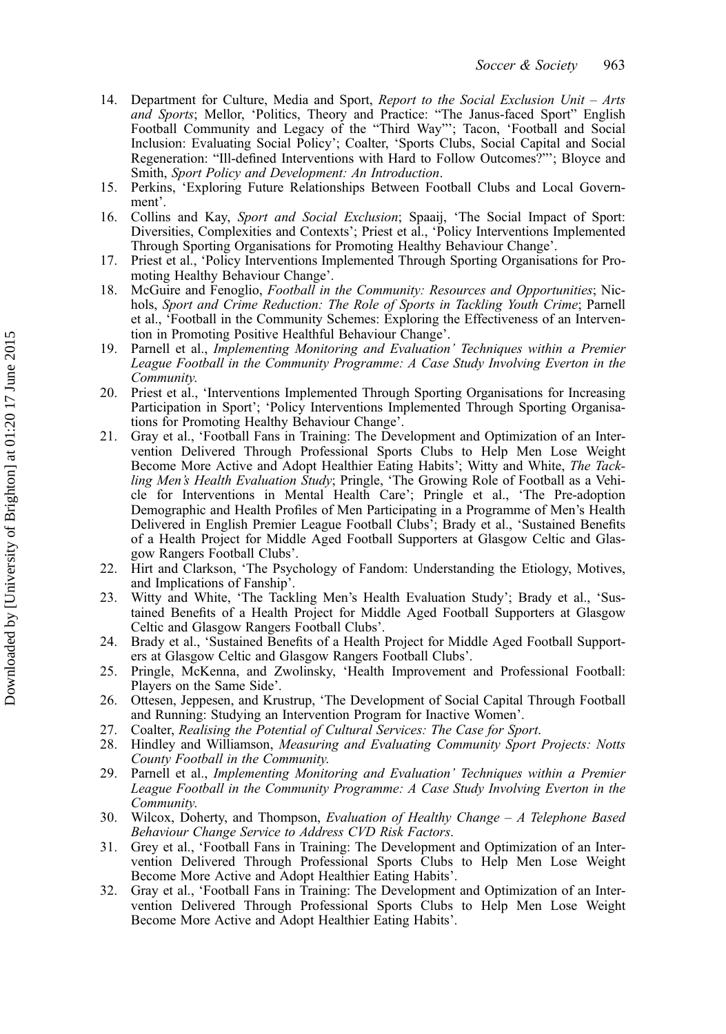14. Department for Culture, Media and Sport, *Report to the Social Exclusion Unit – Arts and Sports*; Mellor, 'Politics, Theory and Practice: "The Janus-faced Sport" English Football Community and Legacy of the "Third Way"'; Tacon, 'Football and Social Inclusion: Evaluating Social Policy'; Coalter, 'Sports Clubs, Social Capital and Social Regeneration: "Ill-defined Interventions with Hard to Follow Outcomes?"'; Bloyce and Smith, *Sport Policy and Development: An Introduction*.
15. Perkins, 'Exploring Future Relationships Between Football Clubs and Local Government'.
16. Collins and Kay, *Sport and Social Exclusion*; Spaaij, 'The Social Impact of Sport: Diversities, Complexities and Contexts'; Priest et al., 'Policy Interventions Implemented Through Sporting Organisations for Promoting Healthy Behaviour Change'.
17. Priest et al., 'Policy Interventions Implemented Through Sporting Organisations for Promoting Healthy Behaviour Change'.
18. McGuire and Fenoglio, *Football in the Community: Resources and Opportunities*; Nichols, *Sport and Crime Reduction: The Role of Sports in Tackling Youth Crime*; Parnell et al., 'Football in the Community Schemes: Exploring the Effectiveness of an Intervention in Promoting Positive Healthful Behaviour Change'.
19. Parnell et al., *Implementing Monitoring and Evaluation' Techniques within a Premier League Football in the Community Programme: A Case Study Involving Everton in the Community*.
20. Priest et al., 'Interventions Implemented Through Sporting Organisations for Increasing Participation in Sport'; 'Policy Interventions Implemented Through Sporting Organisations for Promoting Healthy Behaviour Change'.
21. Gray et al., 'Football Fans in Training: The Development and Optimization of an Intervention Delivered Through Professional Sports Clubs to Help Men Lose Weight Become More Active and Adopt Healthier Eating Habits'; Witty and White, *The Tackling Men's Health Evaluation Study*; Pringle, 'The Growing Role of Football as a Vehicle for Interventions in Mental Health Care'; Pringle et al., 'The Pre-adoption Demographic and Health Profiles of Men Participating in a Programme of Men's Health Delivered in English Premier League Football Clubs'; Brady et al., 'Sustained Benefits of a Health Project for Middle Aged Football Supporters at Glasgow Celtic and Glasgow Rangers Football Clubs'.
22. Hirt and Clarkson, 'The Psychology of Fandom: Understanding the Etiology, Motives, and Implications of Fanship'.
23. Witty and White, 'The Tackling Men's Health Evaluation Study'; Brady et al., 'Sustained Benefits of a Health Project for Middle Aged Football Supporters at Glasgow Celtic and Glasgow Rangers Football Clubs'.
24. Brady et al., 'Sustained Benefits of a Health Project for Middle Aged Football Supporters at Glasgow Celtic and Glasgow Rangers Football Clubs'.
25. Pringle, McKenna, and Zwolinsky, 'Health Improvement and Professional Football: Players on the Same Side'.
26. Ottesen, Jeppesen, and Krustrup, 'The Development of Social Capital Through Football and Running: Studying an Intervention Program for Inactive Women'.
27. Coalter, *Realising the Potential of Cultural Services: The Case for Sport*.
28. Hindley and Williamson, *Measuring and Evaluating Community Sport Projects: Notts County Football in the Community.*
29. Parnell et al., *Implementing Monitoring and Evaluation' Techniques within a Premier League Football in the Community Programme: A Case Study Involving Everton in the Community.*
30. Wilcox, Doherty, and Thompson, *Evaluation of Healthy Change – A Telephone Based Behaviour Change Service to Address CVD Risk Factors*.
31. Grey et al., 'Football Fans in Training: The Development and Optimization of an Intervention Delivered Through Professional Sports Clubs to Help Men Lose Weight Become More Active and Adopt Healthier Eating Habits'.
32. Gray et al., 'Football Fans in Training: The Development and Optimization of an Intervention Delivered Through Professional Sports Clubs to Help Men Lose Weight Become More Active and Adopt Healthier Eating Habits'.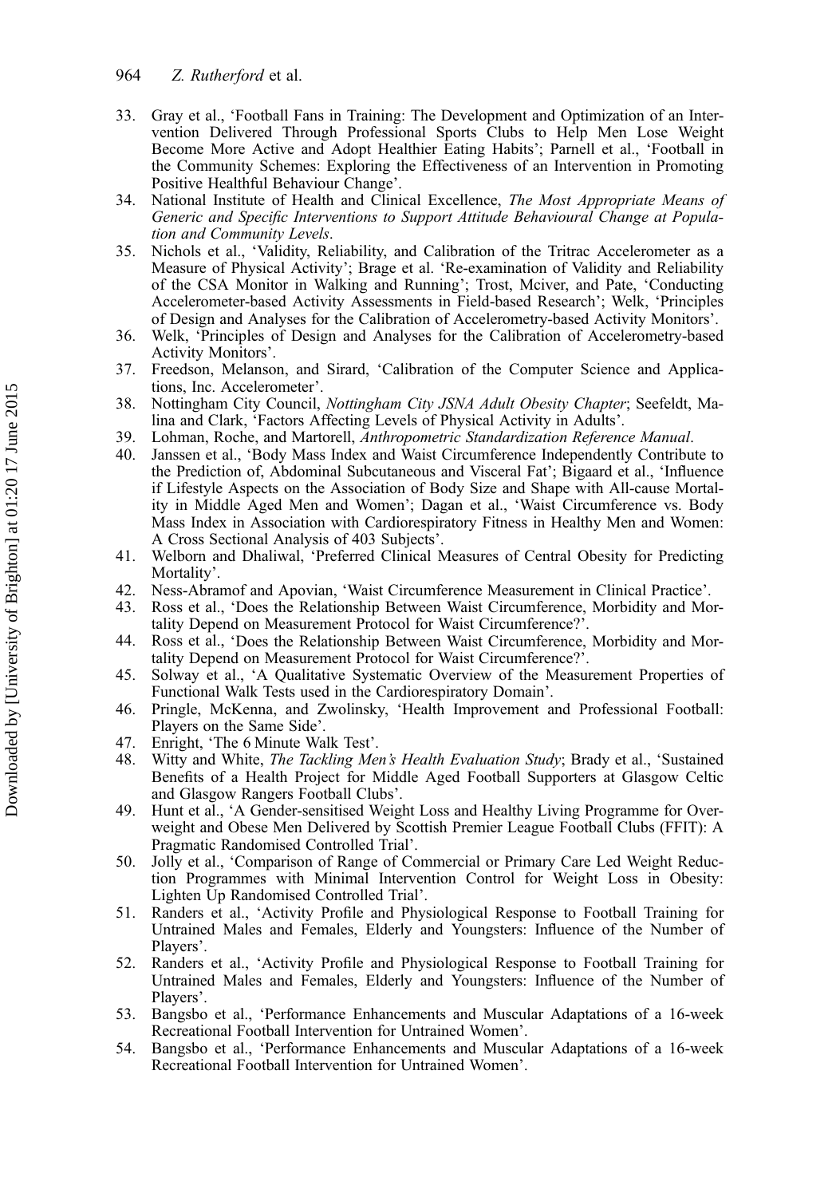33. Gray et al., 'Football Fans in Training: The Development and Optimization of an Intervention Delivered Through Professional Sports Clubs to Help Men Lose Weight Become More Active and Adopt Healthier Eating Habits'; Parnell et al., 'Football in the Community Schemes: Exploring the Effectiveness of an Intervention in Promoting Positive Healthful Behaviour Change'.
34. National Institute of Health and Clinical Excellence, *The Most Appropriate Means of Generic and Specific Interventions to Support Attitude Behavioural Change at Population and Community Levels*.
35. Nichols et al., 'Validity, Reliability, and Calibration of the Tritrac Accelerometer as a Measure of Physical Activity'; Brage et al. 'Re-examination of Validity and Reliability of the CSA Monitor in Walking and Running'; Trost, Mciver, and Pate, 'Conducting Accelerometer-based Activity Assessments in Field-based Research'; Welk, 'Principles of Design and Analyses for the Calibration of Accelerometry-based Activity Monitors'.
36. Welk, 'Principles of Design and Analyses for the Calibration of Accelerometry-based Activity Monitors'.
37. Freedson, Melanson, and Sirard, 'Calibration of the Computer Science and Applications, Inc. Accelerometer'.
38. Nottingham City Council, *Nottingham City JSNA Adult Obesity Chapter*; Seefeldt, Malina and Clark, 'Factors Affecting Levels of Physical Activity in Adults'.
39. Lohman, Roche, and Martorell, *Anthropometric Standardization Reference Manual*.
40. Janssen et al., 'Body Mass Index and Waist Circumference Independently Contribute to the Prediction of, Abdominal Subcutaneous and Visceral Fat'; Bigaard et al., 'Influence if Lifestyle Aspects on the Association of Body Size and Shape with All-cause Mortality in Middle Aged Men and Women'; Dagan et al., 'Waist Circumference vs. Body Mass Index in Association with Cardiorespiratory Fitness in Healthy Men and Women: A Cross Sectional Analysis of 403 Subjects'.
41. Welborn and Dhaliwal, 'Preferred Clinical Measures of Central Obesity for Predicting Mortality'.
42. Ness-Abramof and Apovian, 'Waist Circumference Measurement in Clinical Practice'.
43. Ross et al., 'Does the Relationship Between Waist Circumference, Morbidity and Mortality Depend on Measurement Protocol for Waist Circumference?'.
44. Ross et al., 'Does the Relationship Between Waist Circumference, Morbidity and Mortality Depend on Measurement Protocol for Waist Circumference?'.
45. Solway et al., 'A Qualitative Systematic Overview of the Measurement Properties of Functional Walk Tests used in the Cardiorespiratory Domain'.
46. Pringle, McKenna, and Zwolinsky, 'Health Improvement and Professional Football: Players on the Same Side'.
47. Enright, 'The 6 Minute Walk Test'.
48. Witty and White, *The Tackling Men's Health Evaluation Study*; Brady et al., 'Sustained Benefits of a Health Project for Middle Aged Football Supporters at Glasgow Celtic and Glasgow Rangers Football Clubs'.
49. Hunt et al., 'A Gender-sensitised Weight Loss and Healthy Living Programme for Overweight and Obese Men Delivered by Scottish Premier League Football Clubs (FFIT): A Pragmatic Randomised Controlled Trial'.
50. Jolly et al., 'Comparison of Range of Commercial or Primary Care Led Weight Reduction Programmes with Minimal Intervention Control for Weight Loss in Obesity: Lighten Up Randomised Controlled Trial'.
51. Randers et al., 'Activity Profile and Physiological Response to Football Training for Untrained Males and Females, Elderly and Youngsters: Influence of the Number of Players'.
52. Randers et al., 'Activity Profile and Physiological Response to Football Training for Untrained Males and Females, Elderly and Youngsters: Influence of the Number of Players'.
53. Bangsbo et al., 'Performance Enhancements and Muscular Adaptations of a 16-week Recreational Football Intervention for Untrained Women'.
54. Bangsbo et al., 'Performance Enhancements and Muscular Adaptations of a 16-week Recreational Football Intervention for Untrained Women'.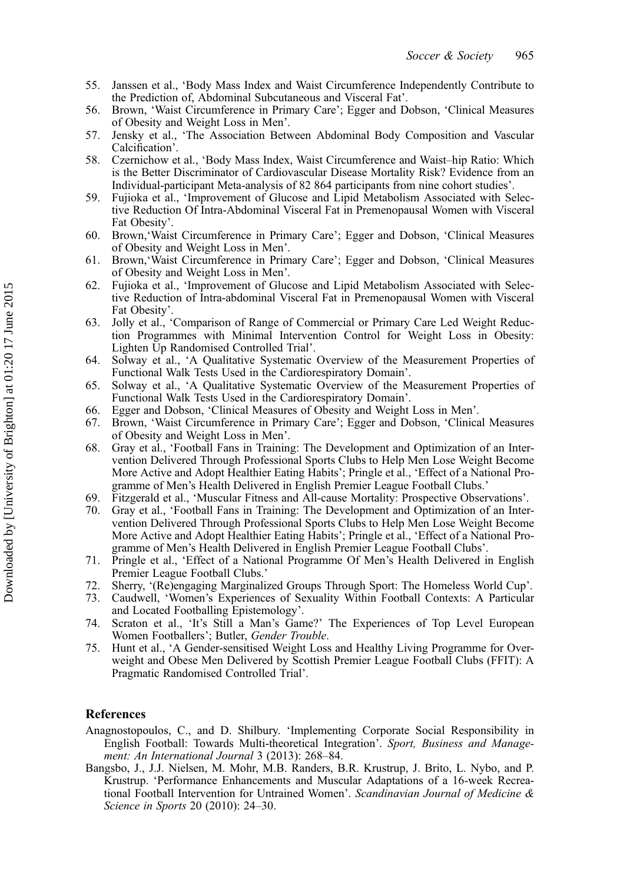55. Janssen et al., 'Body Mass Index and Waist Circumference Independently Contribute to the Prediction of, Abdominal Subcutaneous and Visceral Fat'.
56. Brown, 'Waist Circumference in Primary Care'; Egger and Dobson, 'Clinical Measures of Obesity and Weight Loss in Men'.
57. Jensky et al., 'The Association Between Abdominal Body Composition and Vascular Calcification'.
58. Czernichow et al., 'Body Mass Index, Waist Circumference and Waist–hip Ratio: Which is the Better Discriminator of Cardiovascular Disease Mortality Risk? Evidence from an Individual-participant Meta-analysis of 82 864 participants from nine cohort studies'.
59. Fujioka et al., 'Improvement of Glucose and Lipid Metabolism Associated with Selective Reduction Of Intra-Abdominal Visceral Fat in Premenopausal Women with Visceral Fat Obesity'.
60. Brown,'Waist Circumference in Primary Care'; Egger and Dobson, 'Clinical Measures of Obesity and Weight Loss in Men'.
61. Brown,'Waist Circumference in Primary Care'; Egger and Dobson, 'Clinical Measures of Obesity and Weight Loss in Men'.
62. Fujioka et al., 'Improvement of Glucose and Lipid Metabolism Associated with Selective Reduction of Intra-abdominal Visceral Fat in Premenopausal Women with Visceral Fat Obesity'.
63. Jolly et al., 'Comparison of Range of Commercial or Primary Care Led Weight Reduction Programmes with Minimal Intervention Control for Weight Loss in Obesity: Lighten Up Randomised Controlled Trial'.
64. Solway et al., 'A Qualitative Systematic Overview of the Measurement Properties of Functional Walk Tests Used in the Cardiorespiratory Domain'.
65. Solway et al., 'A Qualitative Systematic Overview of the Measurement Properties of Functional Walk Tests Used in the Cardiorespiratory Domain'.
66. Egger and Dobson, 'Clinical Measures of Obesity and Weight Loss in Men'.
67. Brown, 'Waist Circumference in Primary Care'; Egger and Dobson, 'Clinical Measures of Obesity and Weight Loss in Men'.
68. Gray et al., 'Football Fans in Training: The Development and Optimization of an Intervention Delivered Through Professional Sports Clubs to Help Men Lose Weight Become More Active and Adopt Healthier Eating Habits'; Pringle et al., 'Effect of a National Programme of Men's Health Delivered in English Premier League Football Clubs.'
69. Fitzgerald et al., 'Muscular Fitness and All-cause Mortality: Prospective Observations'.
70. Gray et al., 'Football Fans in Training: The Development and Optimization of an Intervention Delivered Through Professional Sports Clubs to Help Men Lose Weight Become More Active and Adopt Healthier Eating Habits'; Pringle et al., 'Effect of a National Programme of Men's Health Delivered in English Premier League Football Clubs'.
71. Pringle et al., 'Effect of a National Programme Of Men's Health Delivered in English Premier League Football Clubs.'
72. Sherry, '(Re)engaging Marginalized Groups Through Sport: The Homeless World Cup'.
73. Caudwell, 'Women's Experiences of Sexuality Within Football Contexts: A Particular and Located Footballing Epistemology'.
74. Scraton et al., 'It's Still a Man's Game?' The Experiences of Top Level European Women Footballers'; Butler, *Gender Trouble*.
75. Hunt et al., 'A Gender-sensitised Weight Loss and Healthy Living Programme for Overweight and Obese Men Delivered by Scottish Premier League Football Clubs (FFIT): A Pragmatic Randomised Controlled Trial'.

## References

Anagnostopoulos, C., and D. Shilbury. 'Implementing Corporate Social Responsibility in English Football: Towards Multi-theoretical Integration'. *Sport, Business and Management: An International Journal* 3 (2013): 268–84.

Bangsbo, J., J.J. Nielsen, M. Mohr, M.B. Randers, B.R. Krustrup, J. Brito, L. Nybo, and P. Krustrup. 'Performance Enhancements and Muscular Adaptations of a 16-week Recreational Football Intervention for Untrained Women'. *Scandinavian Journal of Medicine & Science in Sports* 20 (2010): 24–30.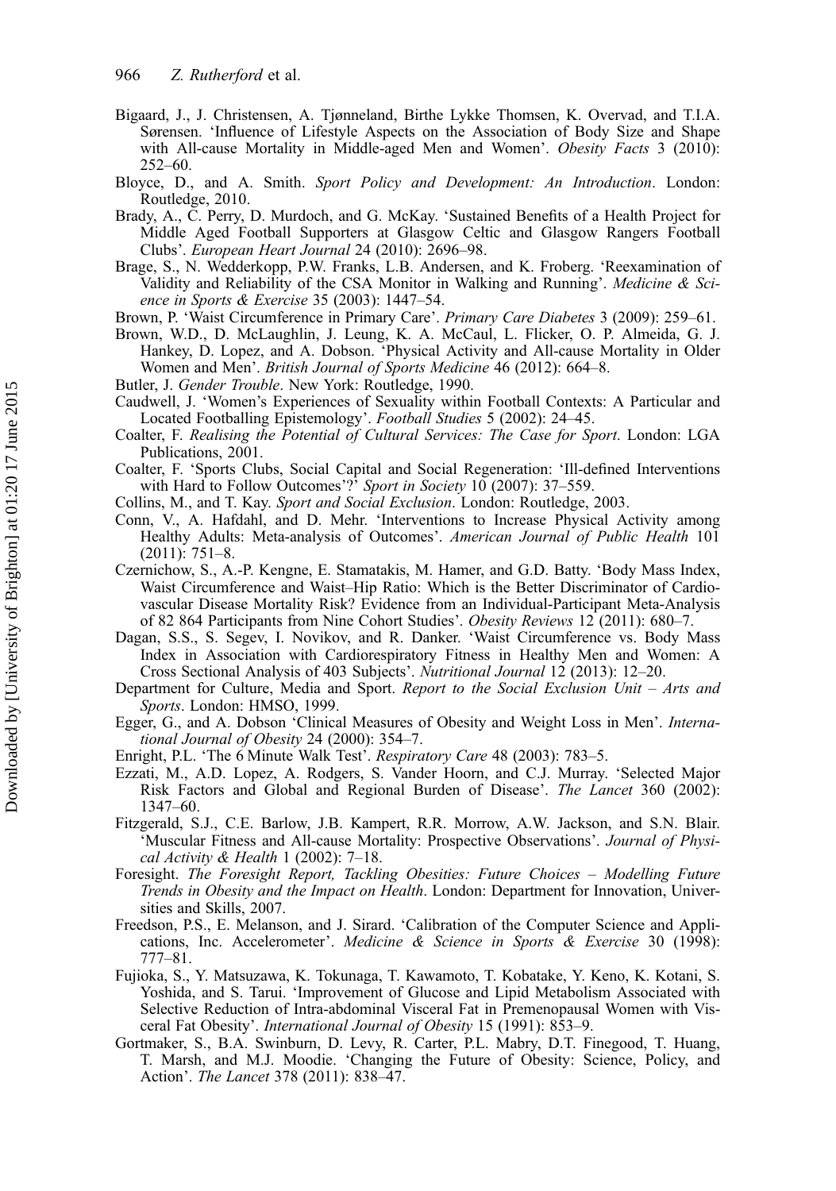Bigaard, J., J. Christensen, A. Tjønneland, Birthe Lykke Thomsen, K. Overvad, and T.I.A. Sørensen. 'Influence of Lifestyle Aspects on the Association of Body Size and Shape with All-cause Mortality in Middle-aged Men and Women'. *Obesity Facts* 3 (2010): 252–60.

Bloyce, D., and A. Smith. *Sport Policy and Development: An Introduction*. London: Routledge, 2010.

Brady, A., C. Perry, D. Murdoch, and G. McKay. 'Sustained Benefits of a Health Project for Middle Aged Football Supporters at Glasgow Celtic and Glasgow Rangers Football Clubs'. *European Heart Journal* 24 (2010): 2696–98.

Brage, S., N. Wedderkopp, P.W. Franks, L.B. Andersen, and K. Froberg. 'Reexamination of Validity and Reliability of the CSA Monitor in Walking and Running'. *Medicine & Science in Sports & Exercise* 35 (2003): 1447–54.

Brown, P. 'Waist Circumference in Primary Care'. *Primary Care Diabetes* 3 (2009): 259–61.

Brown, W.D., D. McLaughlin, J. Leung, K. A. McCaul, L. Flicker, O. P. Almeida, G. J. Hankey, D. Lopez, and A. Dobson. 'Physical Activity and All-cause Mortality in Older Women and Men'. *British Journal of Sports Medicine* 46 (2012): 664–8.

Butler, J. *Gender Trouble*. New York: Routledge, 1990.

Caudwell, J. 'Women's Experiences of Sexuality within Football Contexts: A Particular and Located Footballing Epistemology'. *Football Studies* 5 (2002): 24–45.

Coalter, F. *Realising the Potential of Cultural Services: The Case for Sport*. London: LGA Publications, 2001.

Coalter, F. 'Sports Clubs, Social Capital and Social Regeneration: 'Ill-defined Interventions with Hard to Follow Outcomes'?' *Sport in Society* 10 (2007): 37–559.

Collins, M., and T. Kay. *Sport and Social Exclusion*. London: Routledge, 2003.

Conn, V., A. Hafdahl, and D. Mehr. 'Interventions to Increase Physical Activity among Healthy Adults: Meta-analysis of Outcomes'. *American Journal of Public Health* 101 (2011): 751–8.

Czernichow, S., A.-P. Kengne, E. Stamatakis, M. Hamer, and G.D. Batty. 'Body Mass Index, Waist Circumference and Waist–Hip Ratio: Which is the Better Discriminator of Cardiovascular Disease Mortality Risk? Evidence from an Individual-Participant Meta-Analysis of 82 864 Participants from Nine Cohort Studies'. *Obesity Reviews* 12 (2011): 680–7.

Dagan, S.S., S. Segev, I. Novikov, and R. Danker. 'Waist Circumference vs. Body Mass Index in Association with Cardiorespiratory Fitness in Healthy Men and Women: A Cross Sectional Analysis of 403 Subjects'. *Nutritional Journal* 12 (2013): 12–20.

Department for Culture, Media and Sport. *Report to the Social Exclusion Unit – Arts and Sports*. London: HMSO, 1999.

Egger, G., and A. Dobson 'Clinical Measures of Obesity and Weight Loss in Men'. *International Journal of Obesity* 24 (2000): 354–7.

Enright, P.L. 'The 6 Minute Walk Test'. *Respiratory Care* 48 (2003): 783–5.

Ezzati, M., A.D. Lopez, A. Rodgers, S. Vander Hoorn, and C.J. Murray. 'Selected Major Risk Factors and Global and Regional Burden of Disease'. *The Lancet* 360 (2002): 1347–60.

Fitzgerald, S.J., C.E. Barlow, J.B. Kampert, R.R. Morrow, A.W. Jackson, and S.N. Blair. 'Muscular Fitness and All-cause Mortality: Prospective Observations'. *Journal of Physical Activity & Health* 1 (2002): 7–18.

Foresight. *The Foresight Report, Tackling Obesities: Future Choices – Modelling Future Trends in Obesity and the Impact on Health*. London: Department for Innovation, Universities and Skills, 2007.

Freedson, P.S., E. Melanson, and J. Sirard. 'Calibration of the Computer Science and Applications, Inc. Accelerometer'. *Medicine & Science in Sports & Exercise* 30 (1998): 777–81.

Fujioka, S., Y. Matsuzawa, K. Tokunaga, T. Kawamoto, T. Kobatake, Y. Keno, K. Kotani, S. Yoshida, and S. Tarui. 'Improvement of Glucose and Lipid Metabolism Associated with Selective Reduction of Intra-abdominal Visceral Fat in Premenopausal Women with Visceral Fat Obesity'. *International Journal of Obesity* 15 (1991): 853–9.

Gortmaker, S., B.A. Swinburn, D. Levy, R. Carter, P.L. Mabry, D.T. Finegood, T. Huang, T. Marsh, and M.J. Moodie. 'Changing the Future of Obesity: Science, Policy, and Action'. *The Lancet* 378 (2011): 838–47.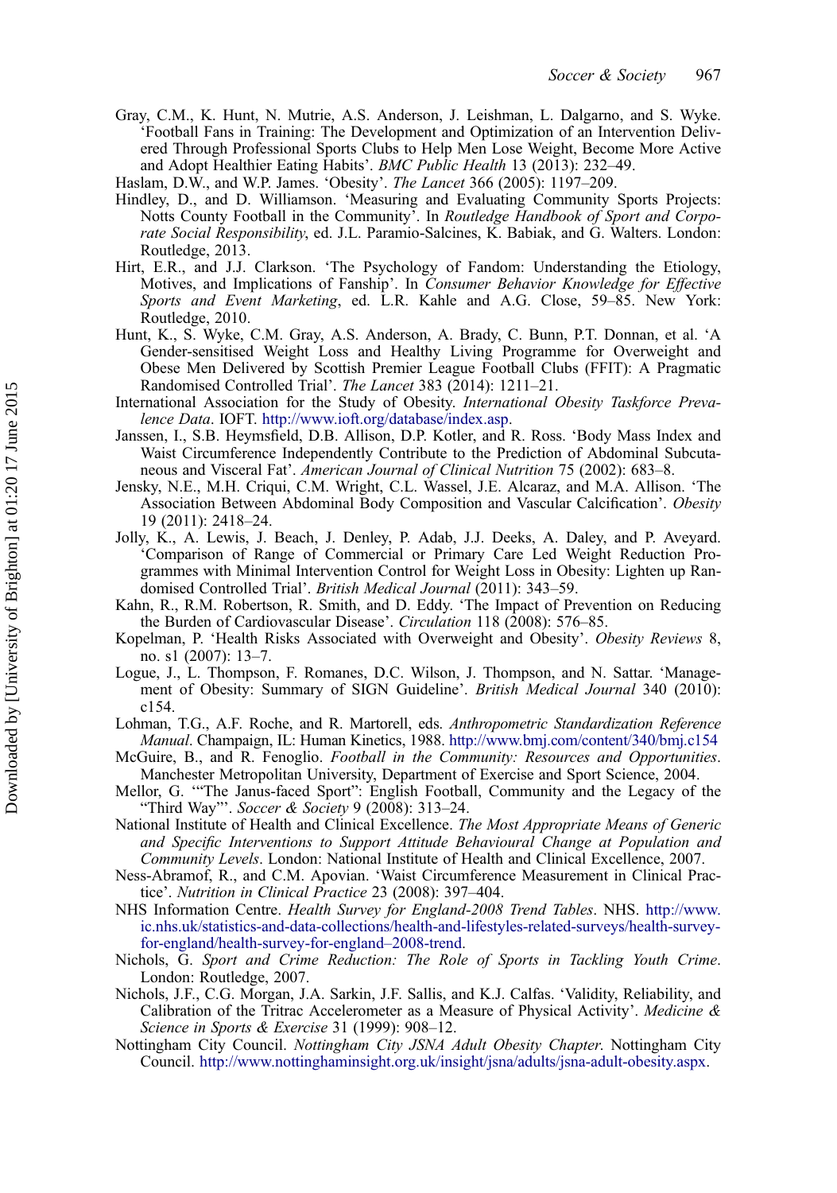Gray, C.M., K. Hunt, N. Mutrie, A.S. Anderson, J. Leishman, L. Dalgarno, and S. Wyke. 'Football Fans in Training: The Development and Optimization of an Intervention Delivered Through Professional Sports Clubs to Help Men Lose Weight, Become More Active and Adopt Healthier Eating Habits'. *BMC Public Health* 13 (2013): 232–49.

Haslam, D.W., and W.P. James. 'Obesity'. *The Lancet* 366 (2005): 1197–209.

Hindley, D., and D. Williamson. 'Measuring and Evaluating Community Sports Projects: Notts County Football in the Community'. In *Routledge Handbook of Sport and Corporate Social Responsibility*, ed. J.L. Paramio-Salcines, K. Babiak, and G. Walters. London: Routledge, 2013.

Hirt, E.R., and J.J. Clarkson. 'The Psychology of Fandom: Understanding the Etiology, Motives, and Implications of Fanship'. In *Consumer Behavior Knowledge for Effective Sports and Event Marketing*, ed. L.R. Kahle and A.G. Close, 59–85. New York: Routledge, 2010.

Hunt, K., S. Wyke, C.M. Gray, A.S. Anderson, A. Brady, C. Bunn, P.T. Donnan, et al. 'A Gender-sensitised Weight Loss and Healthy Living Programme for Overweight and Obese Men Delivered by Scottish Premier League Football Clubs (FFIT): A Pragmatic Randomised Controlled Trial'. *The Lancet* 383 (2014): 1211–21.

International Association for the Study of Obesity. *International Obesity Taskforce Prevalence Data*. IOFT. http://www.ioft.org/database/index.asp.

Janssen, I., S.B. Heymsfield, D.B. Allison, D.P. Kotler, and R. Ross. 'Body Mass Index and Waist Circumference Independently Contribute to the Prediction of Abdominal Subcutaneous and Visceral Fat'. *American Journal of Clinical Nutrition* 75 (2002): 683–8.

Jensky, N.E., M.H. Criqui, C.M. Wright, C.L. Wassel, J.E. Alcaraz, and M.A. Allison. 'The Association Between Abdominal Body Composition and Vascular Calcification'. *Obesity* 19 (2011): 2418–24.

Jolly, K., A. Lewis, J. Beach, J. Denley, P. Adab, J.J. Deeks, A. Daley, and P. Aveyard. 'Comparison of Range of Commercial or Primary Care Led Weight Reduction Programmes with Minimal Intervention Control for Weight Loss in Obesity: Lighten up Randomised Controlled Trial'. *British Medical Journal* (2011): 343–59.

Kahn, R., R.M. Robertson, R. Smith, and D. Eddy. 'The Impact of Prevention on Reducing the Burden of Cardiovascular Disease'. *Circulation* 118 (2008): 576–85.

Kopelman, P. 'Health Risks Associated with Overweight and Obesity'. *Obesity Reviews* 8, no. s1 (2007): 13–7.

Logue, J., L. Thompson, F. Romanes, D.C. Wilson, J. Thompson, and N. Sattar. 'Management of Obesity: Summary of SIGN Guideline'. *British Medical Journal* 340 (2010): c154.

Lohman, T.G., A.F. Roche, and R. Martorell, eds. *Anthropometric Standardization Reference Manual*. Champaign, IL: Human Kinetics, 1988. http://www.bmj.com/content/340/bmj.c154

McGuire, B., and R. Fenoglio. *Football in the Community: Resources and Opportunities*. Manchester Metropolitan University, Department of Exercise and Sport Science, 2004.

Mellor, G. '"The Janus-faced Sport": English Football, Community and the Legacy of the "Third Way"'. *Soccer & Society* 9 (2008): 313–24.

National Institute of Health and Clinical Excellence. *The Most Appropriate Means of Generic and Specific Interventions to Support Attitude Behavioural Change at Population and Community Levels*. London: National Institute of Health and Clinical Excellence, 2007.

Ness-Abramof, R., and C.M. Apovian. 'Waist Circumference Measurement in Clinical Practice'. *Nutrition in Clinical Practice* 23 (2008): 397–404.

NHS Information Centre. *Health Survey for England-2008 Trend Tables*. NHS. http://www.ic.nhs.uk/statistics-and-data-collections/health-and-lifestyles-related-surveys/health-survey-for-england/health-survey-for-england–2008-trend.

Nichols, G. *Sport and Crime Reduction: The Role of Sports in Tackling Youth Crime*. London: Routledge, 2007.

Nichols, J.F., C.G. Morgan, J.A. Sarkin, J.F. Sallis, and K.J. Calfas. 'Validity, Reliability, and Calibration of the Tritrac Accelerometer as a Measure of Physical Activity'. *Medicine & Science in Sports & Exercise* 31 (1999): 908–12.

Nottingham City Council. *Nottingham City JSNA Adult Obesity Chapter*. Nottingham City Council. http://www.nottinghaminsight.org.uk/insight/jsna/adults/jsna-adult-obesity.aspx.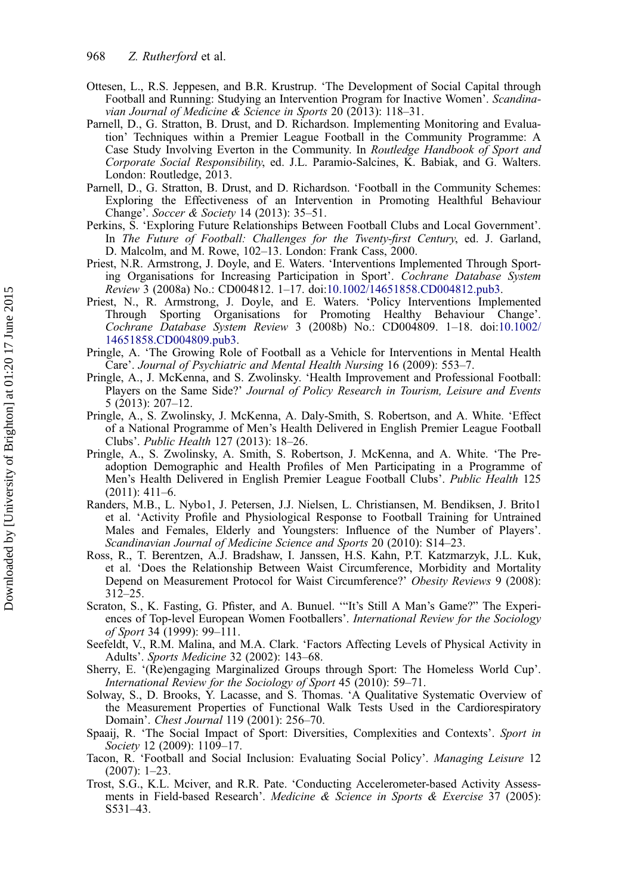Ottesen, L., R.S. Jeppesen, and B.R. Krustrup. 'The Development of Social Capital through Football and Running: Studying an Intervention Program for Inactive Women'. *Scandinavian Journal of Medicine & Science in Sports* 20 (2013): 118–31.

Parnell, D., G. Stratton, B. Drust, and D. Richardson. Implementing Monitoring and Evaluation' Techniques within a Premier League Football in the Community Programme: A Case Study Involving Everton in the Community. In *Routledge Handbook of Sport and Corporate Social Responsibility*, ed. J.L. Paramio-Salcines, K. Babiak, and G. Walters. London: Routledge, 2013.

Parnell, D., G. Stratton, B. Drust, and D. Richardson. 'Football in the Community Schemes: Exploring the Effectiveness of an Intervention in Promoting Healthful Behaviour Change'. *Soccer & Society* 14 (2013): 35–51.

Perkins, S. 'Exploring Future Relationships Between Football Clubs and Local Government'. In *The Future of Football: Challenges for the Twenty-first Century*, ed. J. Garland, D. Malcolm, and M. Rowe, 102–13. London: Frank Cass, 2000.

Priest, N.R. Armstrong, J. Doyle, and E. Waters. 'Interventions Implemented Through Sporting Organisations for Increasing Participation in Sport'. *Cochrane Database System Review* 3 (2008a) No.: CD004812. 1–17. doi:10.1002/14651858.CD004812.pub3.

Priest, N., R. Armstrong, J. Doyle, and E. Waters. 'Policy Interventions Implemented Through Sporting Organisations for Promoting Healthy Behaviour Change'. *Cochrane Database System Review* 3 (2008b) No.: CD004809. 1–18. doi:10.1002/14651858.CD004809.pub3.

Pringle, A. 'The Growing Role of Football as a Vehicle for Interventions in Mental Health Care'. *Journal of Psychiatric and Mental Health Nursing* 16 (2009): 553–7.

Pringle, A., J. McKenna, and S. Zwolinsky. 'Health Improvement and Professional Football: Players on the Same Side?' *Journal of Policy Research in Tourism, Leisure and Events* 5 (2013): 207–12.

Pringle, A., S. Zwolinsky, J. McKenna, A. Daly-Smith, S. Robertson, and A. White. 'Effect of a National Programme of Men's Health Delivered in English Premier League Football Clubs'. *Public Health* 127 (2013): 18–26.

Pringle, A., S. Zwolinsky, A. Smith, S. Robertson, J. McKenna, and A. White. 'The Pre-adoption Demographic and Health Profiles of Men Participating in a Programme of Men's Health Delivered in English Premier League Football Clubs'. *Public Health* 125 (2011): 411–6.

Randers, M.B., L. Nybo1, J. Petersen, J.J. Nielsen, L. Christiansen, M. Bendiksen, J. Brito1 et al. 'Activity Profile and Physiological Response to Football Training for Untrained Males and Females, Elderly and Youngsters: Influence of the Number of Players'. *Scandinavian Journal of Medicine Science and Sports* 20 (2010): S14–23.

Ross, R., T. Berentzen, A.J. Bradshaw, I. Janssen, H.S. Kahn, P.T. Katzmarzyk, J.L. Kuk, et al. 'Does the Relationship Between Waist Circumference, Morbidity and Mortality Depend on Measurement Protocol for Waist Circumference?' *Obesity Reviews* 9 (2008): 312–25.

Scraton, S., K. Fasting, G. Pfister, and A. Bunuel. '"It's Still A Man's Game?" The Experiences of Top-level European Women Footballers'. *International Review for the Sociology of Sport* 34 (1999): 99–111.

Seefeldt, V., R.M. Malina, and M.A. Clark. 'Factors Affecting Levels of Physical Activity in Adults'. *Sports Medicine* 32 (2002): 143–68.

Sherry, E. '(Re)engaging Marginalized Groups through Sport: The Homeless World Cup'. *International Review for the Sociology of Sport* 45 (2010): 59–71.

Solway, S., D. Brooks, Y. Lacasse, and S. Thomas. 'A Qualitative Systematic Overview of the Measurement Properties of Functional Walk Tests Used in the Cardiorespiratory Domain'. *Chest Journal* 119 (2001): 256–70.

Spaaij, R. 'The Social Impact of Sport: Diversities, Complexities and Contexts'. *Sport in Society* 12 (2009): 1109–17.

Tacon, R. 'Football and Social Inclusion: Evaluating Social Policy'. *Managing Leisure* 12 (2007): 1–23.

Trost, S.G., K.L. Mciver, and R.R. Pate. 'Conducting Accelerometer-based Activity Assessments in Field-based Research'. *Medicine & Science in Sports & Exercise* 37 (2005): S531–43.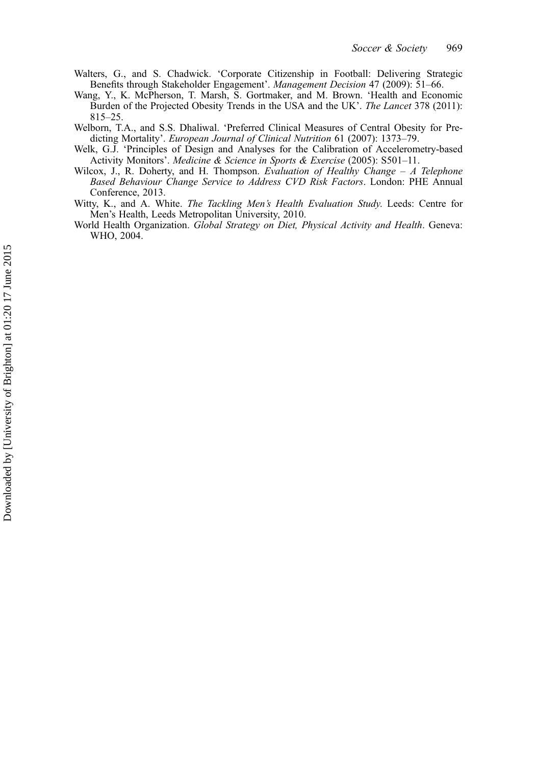Walters, G., and S. Chadwick. 'Corporate Citizenship in Football: Delivering Strategic Benefits through Stakeholder Engagement'. *Management Decision* 47 (2009): 51–66.

Wang, Y., K. McPherson, T. Marsh, S. Gortmaker, and M. Brown. 'Health and Economic Burden of the Projected Obesity Trends in the USA and the UK'. *The Lancet* 378 (2011): 815–25.

Welborn, T.A., and S.S. Dhaliwal. 'Preferred Clinical Measures of Central Obesity for Predicting Mortality'. *European Journal of Clinical Nutrition* 61 (2007): 1373–79.

Welk, G.J. 'Principles of Design and Analyses for the Calibration of Accelerometry-based Activity Monitors'. *Medicine & Science in Sports & Exercise* (2005): S501–11.

Wilcox, J., R. Doherty, and H. Thompson. *Evaluation of Healthy Change – A Telephone Based Behaviour Change Service to Address CVD Risk Factors*. London: PHE Annual Conference, 2013.

Witty, K., and A. White. *The Tackling Men's Health Evaluation Study*. Leeds: Centre for Men's Health, Leeds Metropolitan University, 2010.

World Health Organization. *Global Strategy on Diet, Physical Activity and Health*. Geneva: WHO, 2004.